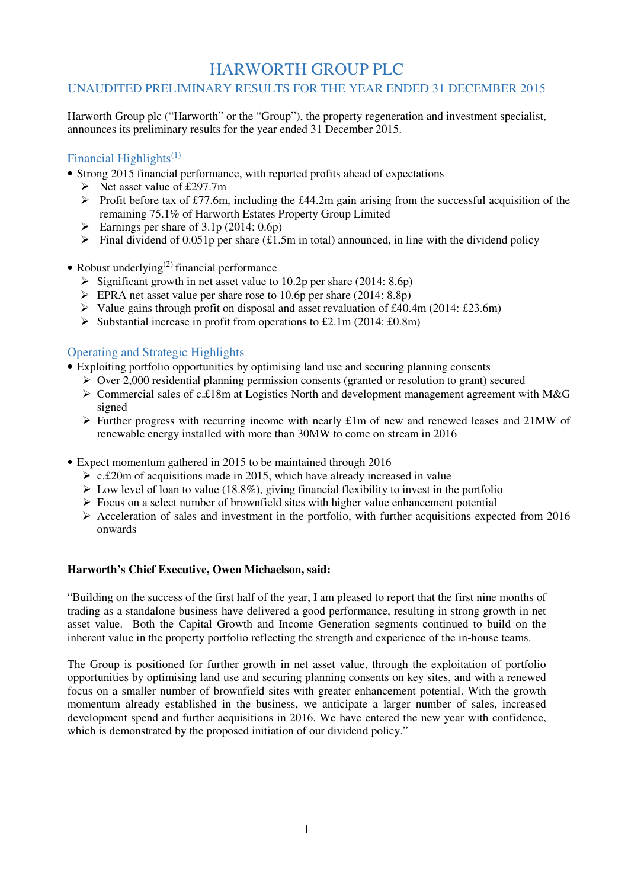# HARWORTH GROUP PLC

## UNAUDITED PRELIMINARY RESULTS FOR THE YEAR ENDED 31 DECEMBER 2015

Harworth Group plc ("Harworth" or the "Group"), the property regeneration and investment specialist, announces its preliminary results for the year ended 31 December 2015.

### Financial Highlights[(1)]

- Strong 2015 financial performance, with reported profits ahead of expectations
  - Net asset value of £297.7m
  - Profit before tax of £77.6m, including the £44.2m gain arising from the successful acquisition of the remaining 75.1% of Harworth Estates Property Group Limited
  - Earnings per share of 3.1p (2014: 0.6p)
  - Final dividend of 0.051p per share (£1.5m in total) announced, in line with the dividend policy

- Robust underlying[(2)] financial performance
  - Significant growth in net asset value to 10.2p per share (2014: 8.6p)
  - EPRA net asset value per share rose to 10.6p per share (2014: 8.8p)
  - Value gains through profit on disposal and asset revaluation of £40.4m (2014: £23.6m)
  - Substantial increase in profit from operations to £2.1m (2014: £0.8m)

### Operating and Strategic Highlights

- Exploiting portfolio opportunities by optimising land use and securing planning consents
  - Over 2,000 residential planning permission consents (granted or resolution to grant) secured
  - Commercial sales of c.£18m at Logistics North and development management agreement with M&G signed
  - Further progress with recurring income with nearly £1m of new and renewed leases and 21MW of renewable energy installed with more than 30MW to come on stream in 2016

- Expect momentum gathered in 2015 to be maintained through 2016
  - c.£20m of acquisitions made in 2015, which have already increased in value
  - Low level of loan to value (18.8%), giving financial flexibility to invest in the portfolio
  - Focus on a select number of brownfield sites with higher value enhancement potential
  - Acceleration of sales and investment in the portfolio, with further acquisitions expected from 2016 onwards

**Harworth's Chief Executive, Owen Michaelson, said:**

"Building on the success of the first half of the year, I am pleased to report that the first nine months of trading as a standalone business have delivered a good performance, resulting in strong growth in net asset value. Both the Capital Growth and Income Generation segments continued to build on the inherent value in the property portfolio reflecting the strength and experience of the in-house teams.

The Group is positioned for further growth in net asset value, through the exploitation of portfolio opportunities by optimising land use and securing planning consents on key sites, and with a renewed focus on a smaller number of brownfield sites with greater enhancement potential. With the growth momentum already established in the business, we anticipate a larger number of sales, increased development spend and further acquisitions in 2016. We have entered the new year with confidence, which is demonstrated by the proposed initiation of our dividend policy."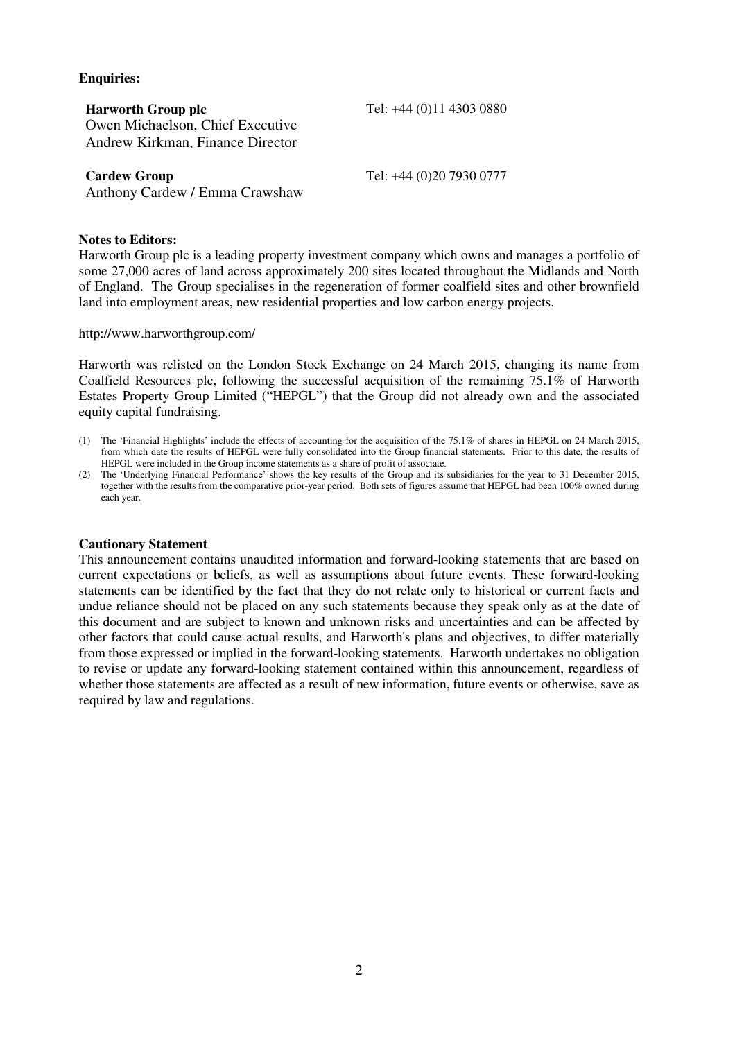**Enquiries:**

| | |
|---|---|
| **Harworth Group plc**<br>Owen Michaelson, Chief Executive<br>Andrew Kirkman, Finance Director | Tel: +44 (0)11 4303 0880 |
| **Cardew Group**<br>Anthony Cardew / Emma Crawshaw | Tel: +44 (0)20 7930 0777 |

**Notes to Editors:**

Harworth Group plc is a leading property investment company which owns and manages a portfolio of some 27,000 acres of land across approximately 200 sites located throughout the Midlands and North of England. The Group specialises in the regeneration of former coalfield sites and other brownfield land into employment areas, new residential properties and low carbon energy projects.

http://www.harworthgroup.com/

Harworth was relisted on the London Stock Exchange on 24 March 2015, changing its name from Coalfield Resources plc, following the successful acquisition of the remaining 75.1% of Harworth Estates Property Group Limited ("HEPGL") that the Group did not already own and the associated equity capital fundraising.

(1) The 'Financial Highlights' include the effects of accounting for the acquisition of the 75.1% of shares in HEPGL on 24 March 2015, from which date the results of HEPGL were fully consolidated into the Group financial statements. Prior to this date, the results of HEPGL were included in the Group income statements as a share of profit of associate.

(2) The 'Underlying Financial Performance' shows the key results of the Group and its subsidiaries for the year to 31 December 2015, together with the results from the comparative prior-year period. Both sets of figures assume that HEPGL had been 100% owned during each year.

**Cautionary Statement**

This announcement contains unaudited information and forward-looking statements that are based on current expectations or beliefs, as well as assumptions about future events. These forward-looking statements can be identified by the fact that they do not relate only to historical or current facts and undue reliance should not be placed on any such statements because they speak only as at the date of this document and are subject to known and unknown risks and uncertainties and can be affected by other factors that could cause actual results, and Harworth's plans and objectives, to differ materially from those expressed or implied in the forward-looking statements. Harworth undertakes no obligation to revise or update any forward-looking statement contained within this announcement, regardless of whether those statements are affected as a result of new information, future events or otherwise, save as required by law and regulations.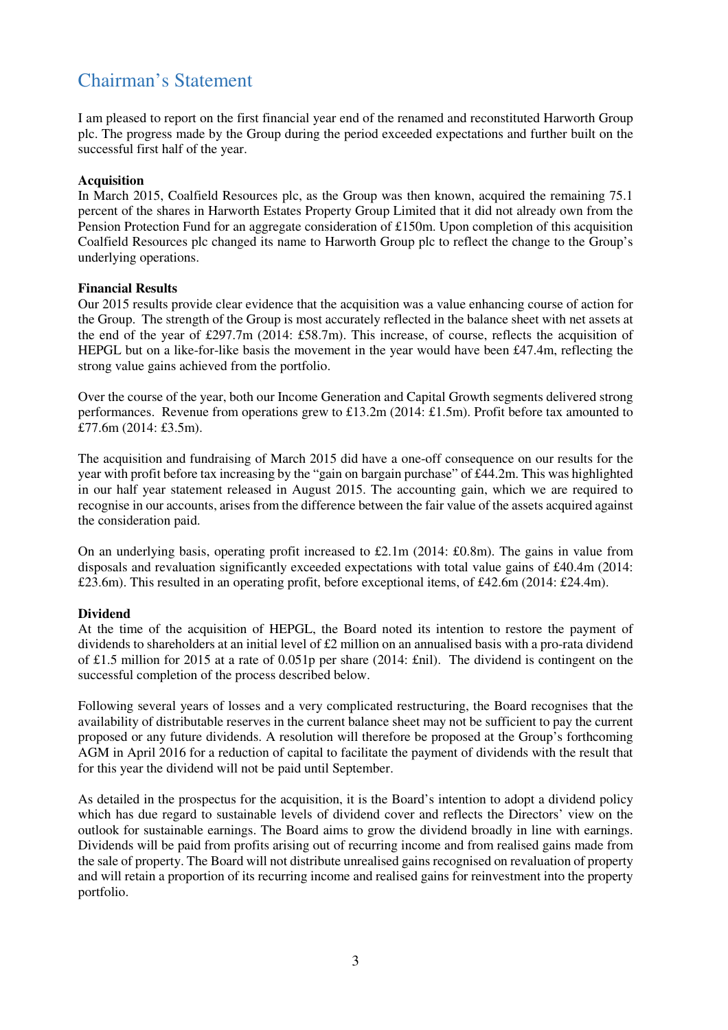# Chairman's Statement

I am pleased to report on the first financial year end of the renamed and reconstituted Harworth Group plc. The progress made by the Group during the period exceeded expectations and further built on the successful first half of the year.

**Acquisition**

In March 2015, Coalfield Resources plc, as the Group was then known, acquired the remaining 75.1 percent of the shares in Harworth Estates Property Group Limited that it did not already own from the Pension Protection Fund for an aggregate consideration of £150m. Upon completion of this acquisition Coalfield Resources plc changed its name to Harworth Group plc to reflect the change to the Group's underlying operations.

**Financial Results**

Our 2015 results provide clear evidence that the acquisition was a value enhancing course of action for the Group. The strength of the Group is most accurately reflected in the balance sheet with net assets at the end of the year of £297.7m (2014: £58.7m). This increase, of course, reflects the acquisition of HEPGL but on a like-for-like basis the movement in the year would have been £47.4m, reflecting the strong value gains achieved from the portfolio.

Over the course of the year, both our Income Generation and Capital Growth segments delivered strong performances. Revenue from operations grew to £13.2m (2014: £1.5m). Profit before tax amounted to £77.6m (2014: £3.5m).

The acquisition and fundraising of March 2015 did have a one-off consequence on our results for the year with profit before tax increasing by the "gain on bargain purchase" of £44.2m. This was highlighted in our half year statement released in August 2015. The accounting gain, which we are required to recognise in our accounts, arises from the difference between the fair value of the assets acquired against the consideration paid.

On an underlying basis, operating profit increased to £2.1m (2014: £0.8m). The gains in value from disposals and revaluation significantly exceeded expectations with total value gains of £40.4m (2014: £23.6m). This resulted in an operating profit, before exceptional items, of £42.6m (2014: £24.4m).

**Dividend**

At the time of the acquisition of HEPGL, the Board noted its intention to restore the payment of dividends to shareholders at an initial level of £2 million on an annualised basis with a pro-rata dividend of £1.5 million for 2015 at a rate of 0.051p per share (2014: £nil). The dividend is contingent on the successful completion of the process described below.

Following several years of losses and a very complicated restructuring, the Board recognises that the availability of distributable reserves in the current balance sheet may not be sufficient to pay the current proposed or any future dividends. A resolution will therefore be proposed at the Group's forthcoming AGM in April 2016 for a reduction of capital to facilitate the payment of dividends with the result that for this year the dividend will not be paid until September.

As detailed in the prospectus for the acquisition, it is the Board's intention to adopt a dividend policy which has due regard to sustainable levels of dividend cover and reflects the Directors' view on the outlook for sustainable earnings. The Board aims to grow the dividend broadly in line with earnings. Dividends will be paid from profits arising out of recurring income and from realised gains made from the sale of property. The Board will not distribute unrealised gains recognised on revaluation of property and will retain a proportion of its recurring income and realised gains for reinvestment into the property portfolio.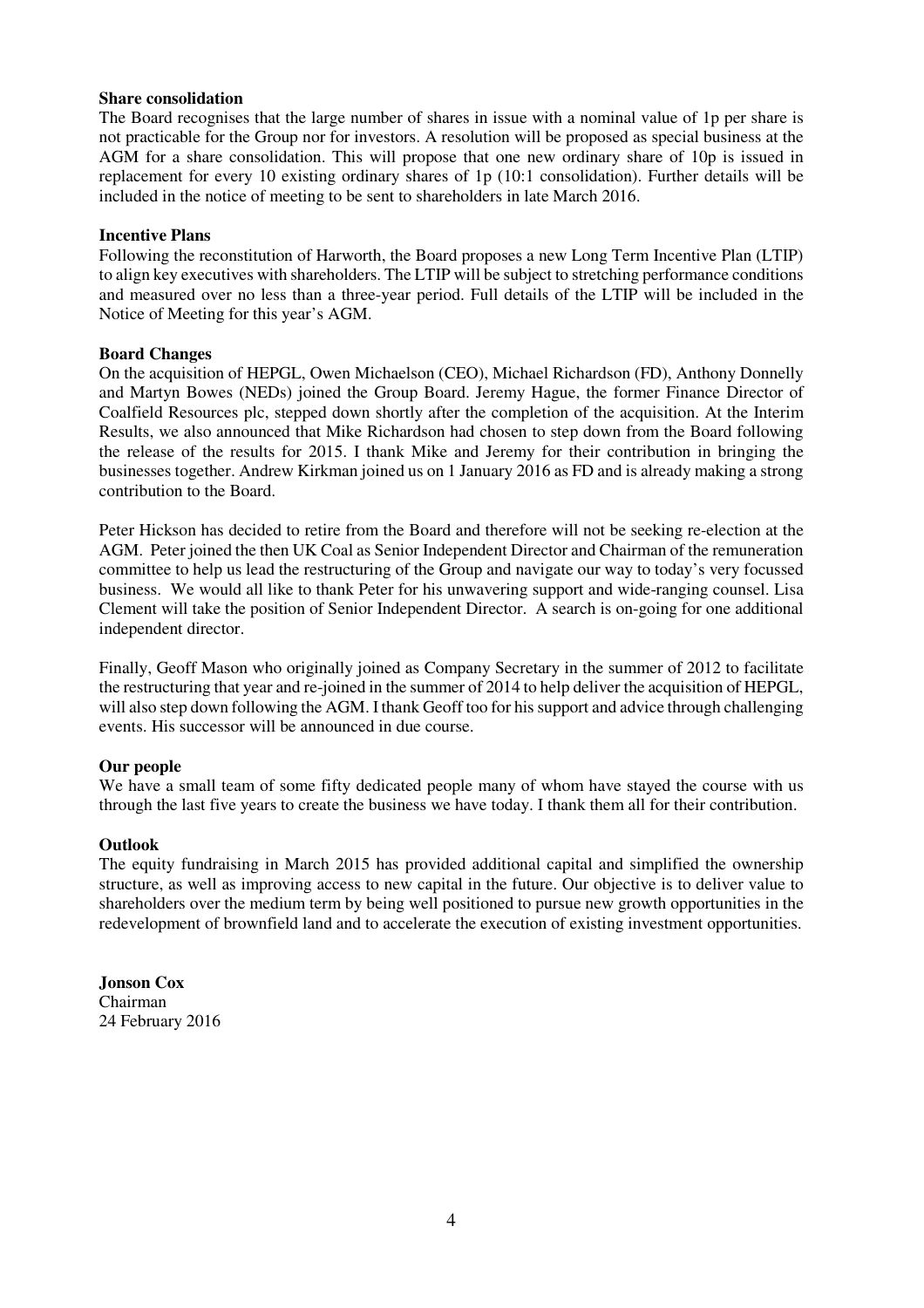**Share consolidation**

The Board recognises that the large number of shares in issue with a nominal value of 1p per share is not practicable for the Group nor for investors. A resolution will be proposed as special business at the AGM for a share consolidation. This will propose that one new ordinary share of 10p is issued in replacement for every 10 existing ordinary shares of 1p (10:1 consolidation). Further details will be included in the notice of meeting to be sent to shareholders in late March 2016.

**Incentive Plans**

Following the reconstitution of Harworth, the Board proposes a new Long Term Incentive Plan (LTIP) to align key executives with shareholders. The LTIP will be subject to stretching performance conditions and measured over no less than a three-year period. Full details of the LTIP will be included in the Notice of Meeting for this year's AGM.

**Board Changes**

On the acquisition of HEPGL, Owen Michaelson (CEO), Michael Richardson (FD), Anthony Donnelly and Martyn Bowes (NEDs) joined the Group Board. Jeremy Hague, the former Finance Director of Coalfield Resources plc, stepped down shortly after the completion of the acquisition. At the Interim Results, we also announced that Mike Richardson had chosen to step down from the Board following the release of the results for 2015. I thank Mike and Jeremy for their contribution in bringing the businesses together. Andrew Kirkman joined us on 1 January 2016 as FD and is already making a strong contribution to the Board.

Peter Hickson has decided to retire from the Board and therefore will not be seeking re-election at the AGM. Peter joined the then UK Coal as Senior Independent Director and Chairman of the remuneration committee to help us lead the restructuring of the Group and navigate our way to today's very focussed business. We would all like to thank Peter for his unwavering support and wide-ranging counsel. Lisa Clement will take the position of Senior Independent Director. A search is on-going for one additional independent director.

Finally, Geoff Mason who originally joined as Company Secretary in the summer of 2012 to facilitate the restructuring that year and re-joined in the summer of 2014 to help deliver the acquisition of HEPGL, will also step down following the AGM. I thank Geoff too for his support and advice through challenging events. His successor will be announced in due course.

**Our people**

We have a small team of some fifty dedicated people many of whom have stayed the course with us through the last five years to create the business we have today. I thank them all for their contribution.

**Outlook**

The equity fundraising in March 2015 has provided additional capital and simplified the ownership structure, as well as improving access to new capital in the future. Our objective is to deliver value to shareholders over the medium term by being well positioned to pursue new growth opportunities in the redevelopment of brownfield land and to accelerate the execution of existing investment opportunities.

**Jonson Cox**
Chairman
24 February 2016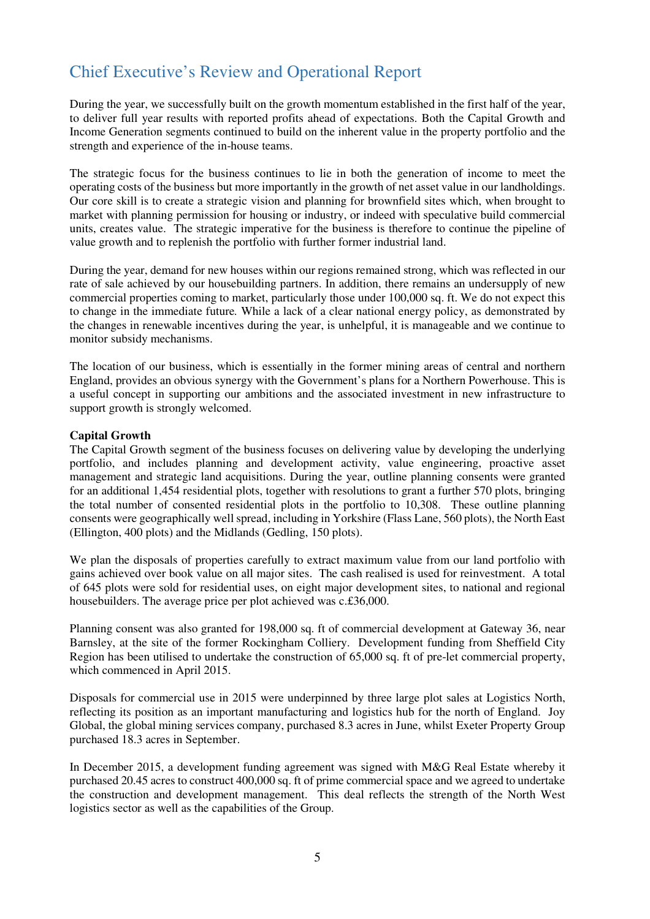# Chief Executive's Review and Operational Report

During the year, we successfully built on the growth momentum established in the first half of the year, to deliver full year results with reported profits ahead of expectations. Both the Capital Growth and Income Generation segments continued to build on the inherent value in the property portfolio and the strength and experience of the in-house teams.

The strategic focus for the business continues to lie in both the generation of income to meet the operating costs of the business but more importantly in the growth of net asset value in our landholdings. Our core skill is to create a strategic vision and planning for brownfield sites which, when brought to market with planning permission for housing or industry, or indeed with speculative build commercial units, creates value. The strategic imperative for the business is therefore to continue the pipeline of value growth and to replenish the portfolio with further former industrial land.

During the year, demand for new houses within our regions remained strong, which was reflected in our rate of sale achieved by our housebuilding partners. In addition, there remains an undersupply of new commercial properties coming to market, particularly those under 100,000 sq. ft. We do not expect this to change in the immediate future. While a lack of a clear national energy policy, as demonstrated by the changes in renewable incentives during the year, is unhelpful, it is manageable and we continue to monitor subsidy mechanisms.

The location of our business, which is essentially in the former mining areas of central and northern England, provides an obvious synergy with the Government's plans for a Northern Powerhouse. This is a useful concept in supporting our ambitions and the associated investment in new infrastructure to support growth is strongly welcomed.

**Capital Growth**

The Capital Growth segment of the business focuses on delivering value by developing the underlying portfolio, and includes planning and development activity, value engineering, proactive asset management and strategic land acquisitions. During the year, outline planning consents were granted for an additional 1,454 residential plots, together with resolutions to grant a further 570 plots, bringing the total number of consented residential plots in the portfolio to 10,308. These outline planning consents were geographically well spread, including in Yorkshire (Flass Lane, 560 plots), the North East (Ellington, 400 plots) and the Midlands (Gedling, 150 plots).

We plan the disposals of properties carefully to extract maximum value from our land portfolio with gains achieved over book value on all major sites. The cash realised is used for reinvestment. A total of 645 plots were sold for residential uses, on eight major development sites, to national and regional housebuilders. The average price per plot achieved was c.£36,000.

Planning consent was also granted for 198,000 sq. ft of commercial development at Gateway 36, near Barnsley, at the site of the former Rockingham Colliery. Development funding from Sheffield City Region has been utilised to undertake the construction of 65,000 sq. ft of pre-let commercial property, which commenced in April 2015.

Disposals for commercial use in 2015 were underpinned by three large plot sales at Logistics North, reflecting its position as an important manufacturing and logistics hub for the north of England. Joy Global, the global mining services company, purchased 8.3 acres in June, whilst Exeter Property Group purchased 18.3 acres in September.

In December 2015, a development funding agreement was signed with M&G Real Estate whereby it purchased 20.45 acres to construct 400,000 sq. ft of prime commercial space and we agreed to undertake the construction and development management. This deal reflects the strength of the North West logistics sector as well as the capabilities of the Group.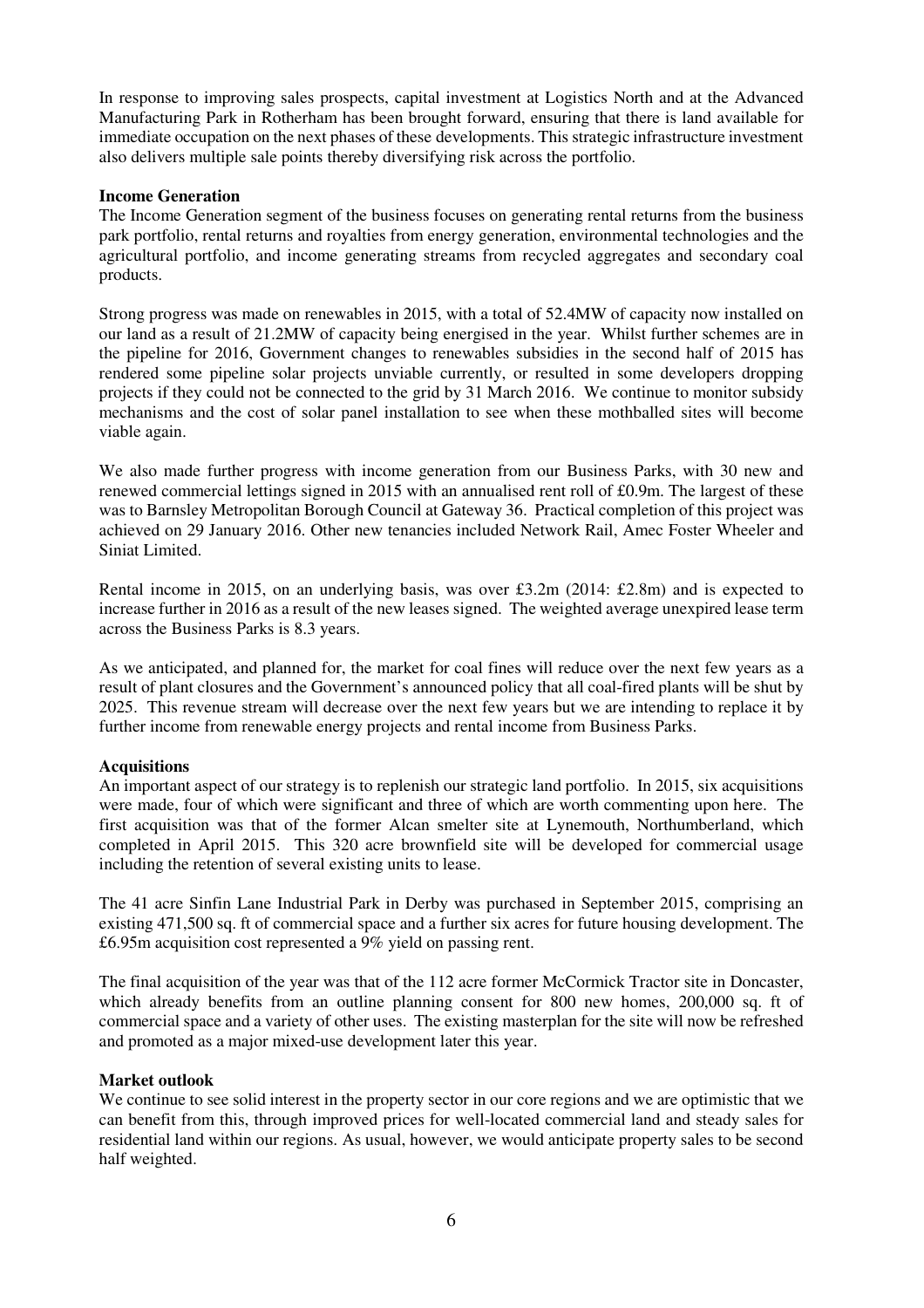In response to improving sales prospects, capital investment at Logistics North and at the Advanced Manufacturing Park in Rotherham has been brought forward, ensuring that there is land available for immediate occupation on the next phases of these developments. This strategic infrastructure investment also delivers multiple sale points thereby diversifying risk across the portfolio.

**Income Generation**

The Income Generation segment of the business focuses on generating rental returns from the business park portfolio, rental returns and royalties from energy generation, environmental technologies and the agricultural portfolio, and income generating streams from recycled aggregates and secondary coal products.

Strong progress was made on renewables in 2015, with a total of 52.4MW of capacity now installed on our land as a result of 21.2MW of capacity being energised in the year. Whilst further schemes are in the pipeline for 2016, Government changes to renewables subsidies in the second half of 2015 has rendered some pipeline solar projects unviable currently, or resulted in some developers dropping projects if they could not be connected to the grid by 31 March 2016. We continue to monitor subsidy mechanisms and the cost of solar panel installation to see when these mothballed sites will become viable again.

We also made further progress with income generation from our Business Parks, with 30 new and renewed commercial lettings signed in 2015 with an annualised rent roll of £0.9m. The largest of these was to Barnsley Metropolitan Borough Council at Gateway 36. Practical completion of this project was achieved on 29 January 2016. Other new tenancies included Network Rail, Amec Foster Wheeler and Siniat Limited.

Rental income in 2015, on an underlying basis, was over £3.2m (2014: £2.8m) and is expected to increase further in 2016 as a result of the new leases signed. The weighted average unexpired lease term across the Business Parks is 8.3 years.

As we anticipated, and planned for, the market for coal fines will reduce over the next few years as a result of plant closures and the Government's announced policy that all coal-fired plants will be shut by 2025. This revenue stream will decrease over the next few years but we are intending to replace it by further income from renewable energy projects and rental income from Business Parks.

**Acquisitions**

An important aspect of our strategy is to replenish our strategic land portfolio. In 2015, six acquisitions were made, four of which were significant and three of which are worth commenting upon here. The first acquisition was that of the former Alcan smelter site at Lynemouth, Northumberland, which completed in April 2015. This 320 acre brownfield site will be developed for commercial usage including the retention of several existing units to lease.

The 41 acre Sinfin Lane Industrial Park in Derby was purchased in September 2015, comprising an existing 471,500 sq. ft of commercial space and a further six acres for future housing development. The £6.95m acquisition cost represented a 9% yield on passing rent.

The final acquisition of the year was that of the 112 acre former McCormick Tractor site in Doncaster, which already benefits from an outline planning consent for 800 new homes, 200,000 sq. ft of commercial space and a variety of other uses. The existing masterplan for the site will now be refreshed and promoted as a major mixed-use development later this year.

**Market outlook**

We continue to see solid interest in the property sector in our core regions and we are optimistic that we can benefit from this, through improved prices for well-located commercial land and steady sales for residential land within our regions. As usual, however, we would anticipate property sales to be second half weighted.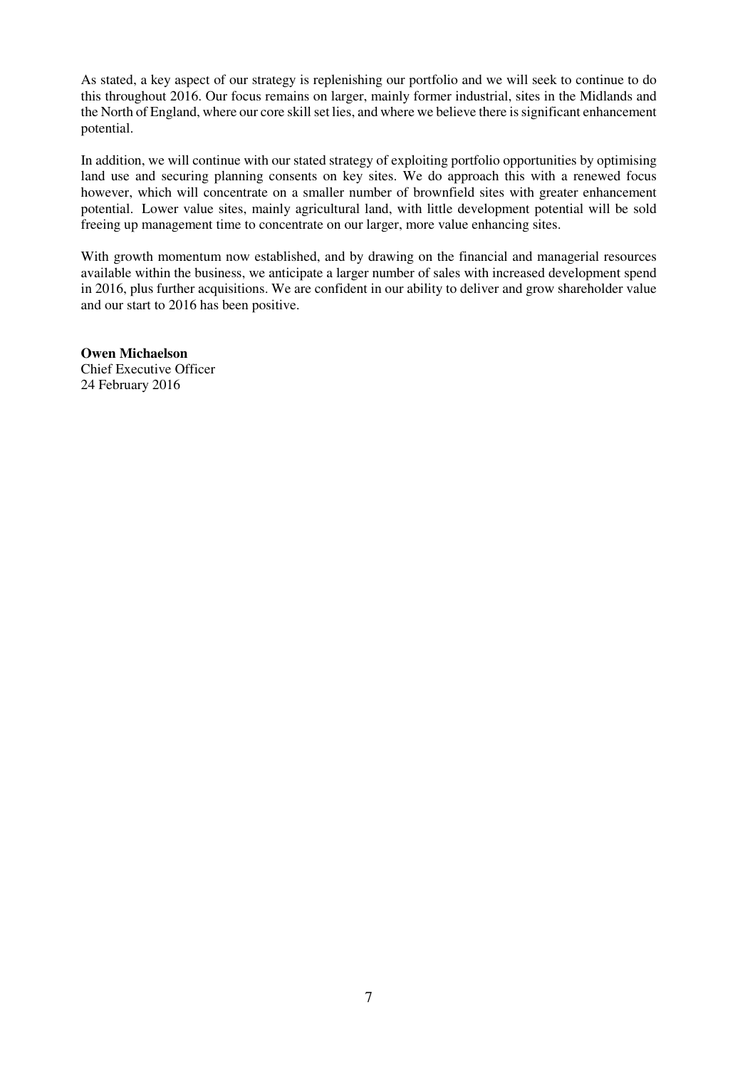As stated, a key aspect of our strategy is replenishing our portfolio and we will seek to continue to do this throughout 2016. Our focus remains on larger, mainly former industrial, sites in the Midlands and the North of England, where our core skill set lies, and where we believe there is significant enhancement potential.

In addition, we will continue with our stated strategy of exploiting portfolio opportunities by optimising land use and securing planning consents on key sites. We do approach this with a renewed focus however, which will concentrate on a smaller number of brownfield sites with greater enhancement potential. Lower value sites, mainly agricultural land, with little development potential will be sold freeing up management time to concentrate on our larger, more value enhancing sites.

With growth momentum now established, and by drawing on the financial and managerial resources available within the business, we anticipate a larger number of sales with increased development spend in 2016, plus further acquisitions. We are confident in our ability to deliver and grow shareholder value and our start to 2016 has been positive.

**Owen Michaelson**
Chief Executive Officer
24 February 2016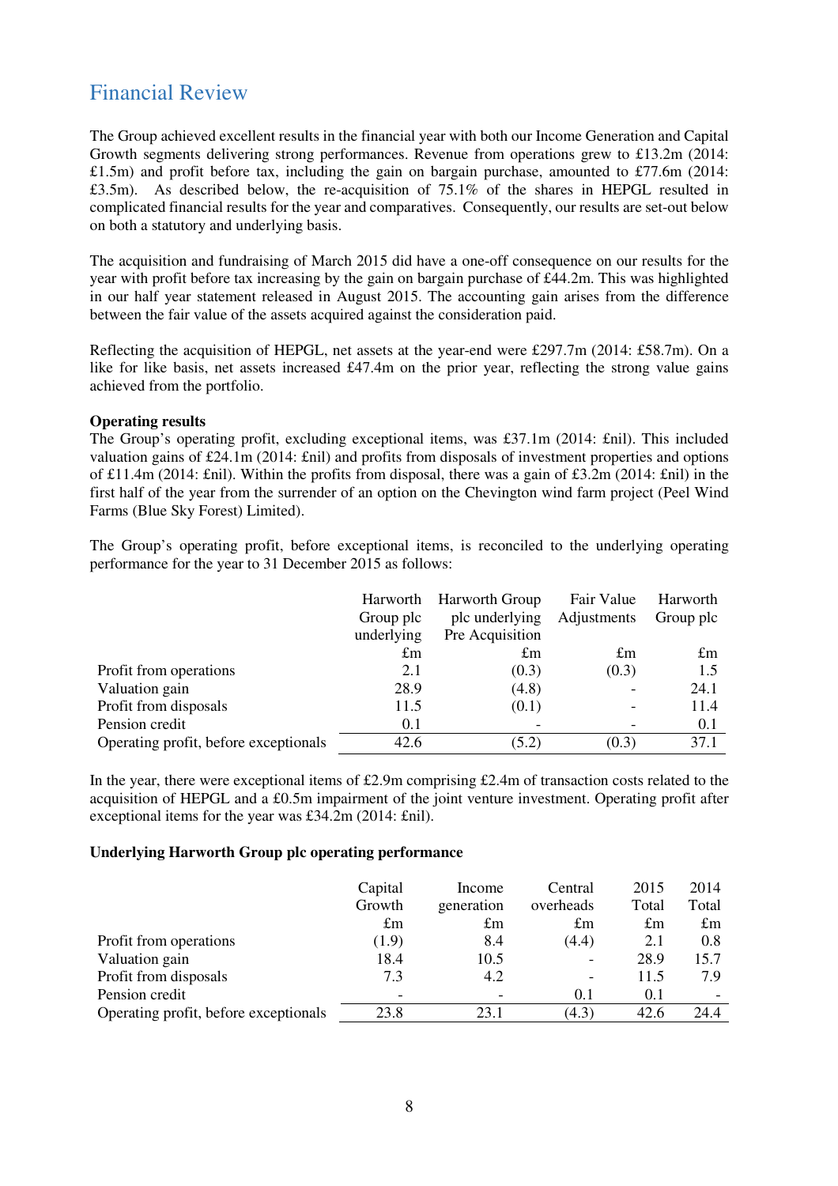## Financial Review

The Group achieved excellent results in the financial year with both our Income Generation and Capital Growth segments delivering strong performances. Revenue from operations grew to £13.2m (2014: £1.5m) and profit before tax, including the gain on bargain purchase, amounted to £77.6m (2014: £3.5m). As described below, the re-acquisition of 75.1% of the shares in HEPGL resulted in complicated financial results for the year and comparatives. Consequently, our results are set-out below on both a statutory and underlying basis.

The acquisition and fundraising of March 2015 did have a one-off consequence on our results for the year with profit before tax increasing by the gain on bargain purchase of £44.2m. This was highlighted in our half year statement released in August 2015. The accounting gain arises from the difference between the fair value of the assets acquired against the consideration paid.

Reflecting the acquisition of HEPGL, net assets at the year-end were £297.7m (2014: £58.7m). On a like for like basis, net assets increased £47.4m on the prior year, reflecting the strong value gains achieved from the portfolio.

**Operating results**

The Group's operating profit, excluding exceptional items, was £37.1m (2014: £nil). This included valuation gains of £24.1m (2014: £nil) and profits from disposals of investment properties and options of £11.4m (2014: £nil). Within the profits from disposal, there was a gain of £3.2m (2014: £nil) in the first half of the year from the surrender of an option on the Chevington wind farm project (Peel Wind Farms (Blue Sky Forest) Limited).

The Group's operating profit, before exceptional items, is reconciled to the underlying operating performance for the year to 31 December 2015 as follows:

| | Harworth Group plc underlying | Harworth Group plc underlying Pre Acquisition | Fair Value Adjustments | Harworth Group plc |
|---|---|---|---|---|
| | £m | £m | £m | £m |
| Profit from operations | 2.1 | (0.3) | (0.3) | 1.5 |
| Valuation gain | 28.9 | (4.8) | - | 24.1 |
| Profit from disposals | 11.5 | (0.1) | - | 11.4 |
| Pension credit | 0.1 | - | - | 0.1 |
| Operating profit, before exceptionals | 42.6 | (5.2) | (0.3) | 37.1 |

In the year, there were exceptional items of £2.9m comprising £2.4m of transaction costs related to the acquisition of HEPGL and a £0.5m impairment of the joint venture investment. Operating profit after exceptional items for the year was £34.2m (2014: £nil).

**Underlying Harworth Group plc operating performance**

| | Capital Growth | Income generation | Central overheads | 2015 Total | 2014 Total |
|---|---|---|---|---|---|
| | £m | £m | £m | £m | £m |
| Profit from operations | (1.9) | 8.4 | (4.4) | 2.1 | 0.8 |
| Valuation gain | 18.4 | 10.5 | - | 28.9 | 15.7 |
| Profit from disposals | 7.3 | 4.2 | - | 11.5 | 7.9 |
| Pension credit | - | - | 0.1 | 0.1 | - |
| Operating profit, before exceptionals | 23.8 | 23.1 | (4.3) | 42.6 | 24.4 |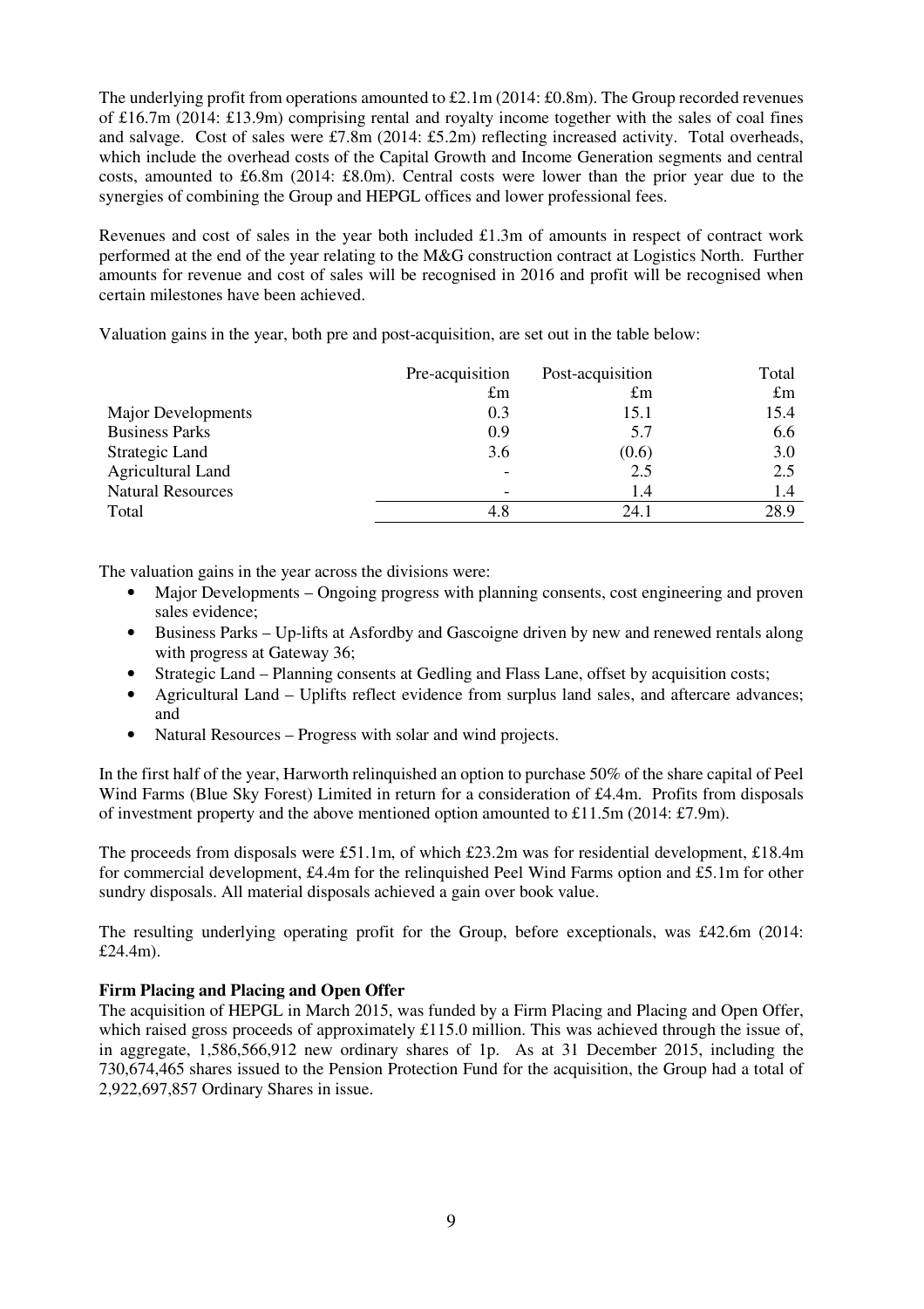The underlying profit from operations amounted to £2.1m (2014: £0.8m). The Group recorded revenues of £16.7m (2014: £13.9m) comprising rental and royalty income together with the sales of coal fines and salvage. Cost of sales were £7.8m (2014: £5.2m) reflecting increased activity. Total overheads, which include the overhead costs of the Capital Growth and Income Generation segments and central costs, amounted to £6.8m (2014: £8.0m). Central costs were lower than the prior year due to the synergies of combining the Group and HEPGL offices and lower professional fees.

Revenues and cost of sales in the year both included £1.3m of amounts in respect of contract work performed at the end of the year relating to the M&G construction contract at Logistics North. Further amounts for revenue and cost of sales will be recognised in 2016 and profit will be recognised when certain milestones have been achieved.

Valuation gains in the year, both pre and post-acquisition, are set out in the table below:

| | Pre-acquisition £m | Post-acquisition £m | Total £m |
|---|---|---|---|
| Major Developments | 0.3 | 15.1 | 15.4 |
| Business Parks | 0.9 | 5.7 | 6.6 |
| Strategic Land | 3.6 | (0.6) | 3.0 |
| Agricultural Land | - | 2.5 | 2.5 |
| Natural Resources | - | 1.4 | 1.4 |
| Total | 4.8 | 24.1 | 28.9 |

The valuation gains in the year across the divisions were:

- Major Developments – Ongoing progress with planning consents, cost engineering and proven sales evidence;
- Business Parks – Up-lifts at Asfordby and Gascoigne driven by new and renewed rentals along with progress at Gateway 36;
- Strategic Land – Planning consents at Gedling and Flass Lane, offset by acquisition costs;
- Agricultural Land – Uplifts reflect evidence from surplus land sales, and aftercare advances; and
- Natural Resources – Progress with solar and wind projects.

In the first half of the year, Harworth relinquished an option to purchase 50% of the share capital of Peel Wind Farms (Blue Sky Forest) Limited in return for a consideration of £4.4m. Profits from disposals of investment property and the above mentioned option amounted to £11.5m (2014: £7.9m).

The proceeds from disposals were £51.1m, of which £23.2m was for residential development, £18.4m for commercial development, £4.4m for the relinquished Peel Wind Farms option and £5.1m for other sundry disposals. All material disposals achieved a gain over book value.

The resulting underlying operating profit for the Group, before exceptionals, was £42.6m (2014: £24.4m).

**Firm Placing and Placing and Open Offer**

The acquisition of HEPGL in March 2015, was funded by a Firm Placing and Placing and Open Offer, which raised gross proceeds of approximately £115.0 million. This was achieved through the issue of, in aggregate, 1,586,566,912 new ordinary shares of 1p. As at 31 December 2015, including the 730,674,465 shares issued to the Pension Protection Fund for the acquisition, the Group had a total of 2,922,697,857 Ordinary Shares in issue.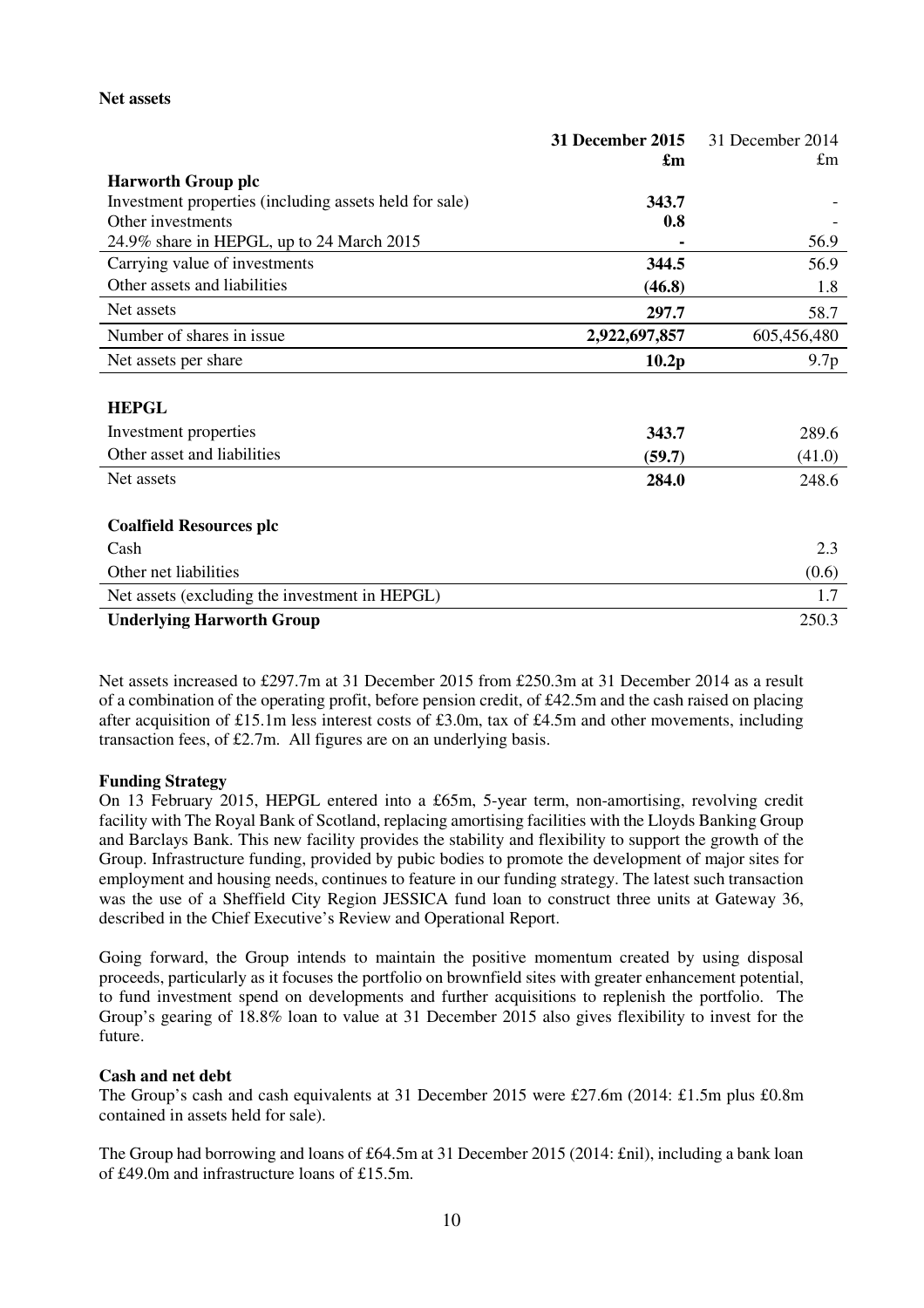**Net assets**

| | **31 December 2015 £m** | 31 December 2014 £m |
|---|---|---|
| **Harworth Group plc** | | |
| Investment properties (including assets held for sale) | **343.7** | - |
| Other investments | **0.8** | - |
| 24.9% share in HEPGL, up to 24 March 2015 | **-** | 56.9 |
| Carrying value of investments | **344.5** | 56.9 |
| Other assets and liabilities | **(46.8)** | 1.8 |
| Net assets | **297.7** | 58.7 |
| Number of shares in issue | **2,922,697,857** | 605,456,480 |
| Net assets per share | **10.2p** | 9.7p |
| | | |
| **HEPGL** | | |
| Investment properties | **343.7** | 289.6 |
| Other asset and liabilities | **(59.7)** | (41.0) |
| Net assets | **284.0** | 248.6 |
| | | |
| **Coalfield Resources plc** | | |
| Cash | | 2.3 |
| Other net liabilities | | (0.6) |
| Net assets (excluding the investment in HEPGL) | | 1.7 |
| **Underlying Harworth Group** | | 250.3 |

Net assets increased to £297.7m at 31 December 2015 from £250.3m at 31 December 2014 as a result of a combination of the operating profit, before pension credit, of £42.5m and the cash raised on placing after acquisition of £15.1m less interest costs of £3.0m, tax of £4.5m and other movements, including transaction fees, of £2.7m. All figures are on an underlying basis.

**Funding Strategy**

On 13 February 2015, HEPGL entered into a £65m, 5-year term, non-amortising, revolving credit facility with The Royal Bank of Scotland, replacing amortising facilities with the Lloyds Banking Group and Barclays Bank. This new facility provides the stability and flexibility to support the growth of the Group. Infrastructure funding, provided by pubic bodies to promote the development of major sites for employment and housing needs, continues to feature in our funding strategy. The latest such transaction was the use of a Sheffield City Region JESSICA fund loan to construct three units at Gateway 36, described in the Chief Executive's Review and Operational Report.

Going forward, the Group intends to maintain the positive momentum created by using disposal proceeds, particularly as it focuses the portfolio on brownfield sites with greater enhancement potential, to fund investment spend on developments and further acquisitions to replenish the portfolio. The Group's gearing of 18.8% loan to value at 31 December 2015 also gives flexibility to invest for the future.

**Cash and net debt**

The Group's cash and cash equivalents at 31 December 2015 were £27.6m (2014: £1.5m plus £0.8m contained in assets held for sale).

The Group had borrowing and loans of £64.5m at 31 December 2015 (2014: £nil), including a bank loan of £49.0m and infrastructure loans of £15.5m.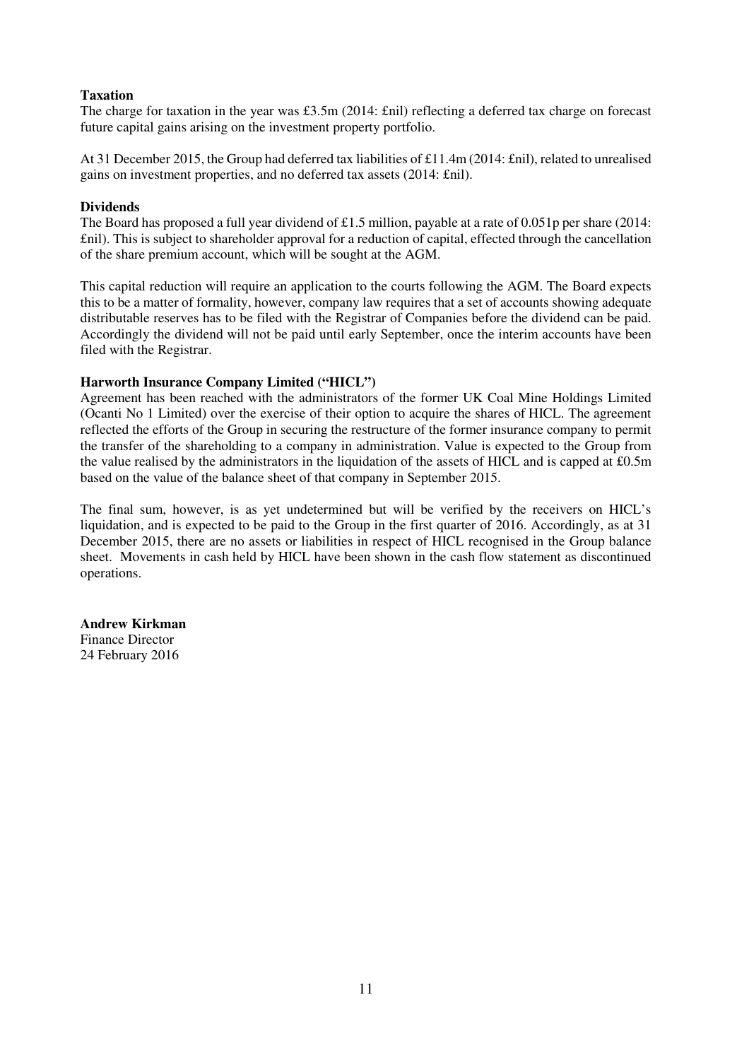**Taxation**

The charge for taxation in the year was £3.5m (2014: £nil) reflecting a deferred tax charge on forecast future capital gains arising on the investment property portfolio.

At 31 December 2015, the Group had deferred tax liabilities of £11.4m (2014: £nil), related to unrealised gains on investment properties, and no deferred tax assets (2014: £nil).

**Dividends**

The Board has proposed a full year dividend of £1.5 million, payable at a rate of 0.051p per share (2014: £nil). This is subject to shareholder approval for a reduction of capital, effected through the cancellation of the share premium account, which will be sought at the AGM.

This capital reduction will require an application to the courts following the AGM. The Board expects this to be a matter of formality, however, company law requires that a set of accounts showing adequate distributable reserves has to be filed with the Registrar of Companies before the dividend can be paid. Accordingly the dividend will not be paid until early September, once the interim accounts have been filed with the Registrar.

**Harworth Insurance Company Limited ("HICL")**

Agreement has been reached with the administrators of the former UK Coal Mine Holdings Limited (Ocanti No 1 Limited) over the exercise of their option to acquire the shares of HICL. The agreement reflected the efforts of the Group in securing the restructure of the former insurance company to permit the transfer of the shareholding to a company in administration. Value is expected to the Group from the value realised by the administrators in the liquidation of the assets of HICL and is capped at £0.5m based on the value of the balance sheet of that company in September 2015.

The final sum, however, is as yet undetermined but will be verified by the receivers on HICL's liquidation, and is expected to be paid to the Group in the first quarter of 2016. Accordingly, as at 31 December 2015, there are no assets or liabilities in respect of HICL recognised in the Group balance sheet. Movements in cash held by HICL have been shown in the cash flow statement as discontinued operations.

**Andrew Kirkman**
Finance Director
24 February 2016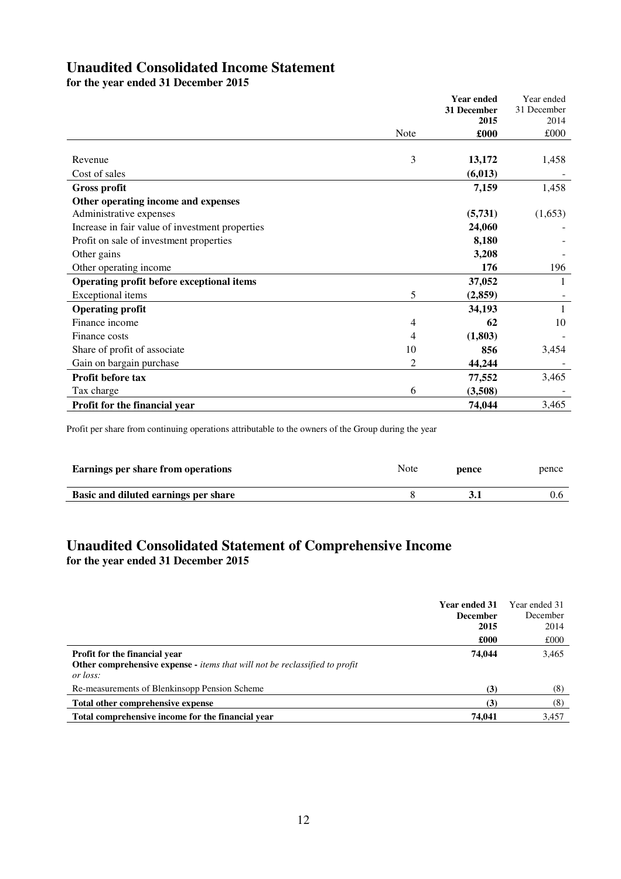# Unaudited Consolidated Income Statement

**for the year ended 31 December 2015**

| | Note | **Year ended 31 December 2015** | Year ended 31 December 2014 |
|---|---|---|---|
| | | **£000** | £000 |
| Revenue | 3 | **13,172** | 1,458 |
| Cost of sales | | **(6,013)** | - |
| **Gross profit** | | **7,159** | 1,458 |
| **Other operating income and expenses** | | | |
| Administrative expenses | | **(5,731)** | (1,653) |
| Increase in fair value of investment properties | | **24,060** | - |
| Profit on sale of investment properties | | **8,180** | - |
| Other gains | | **3,208** | - |
| Other operating income | | **176** | 196 |
| **Operating profit before exceptional items** | | **37,052** | 1 |
| Exceptional items | 5 | **(2,859)** | - |
| **Operating profit** | | **34,193** | 1 |
| Finance income | 4 | **62** | 10 |
| Finance costs | 4 | **(1,803)** | - |
| Share of profit of associate | 10 | **856** | 3,454 |
| Gain on bargain purchase | 2 | **44,244** | - |
| **Profit before tax** | | **77,552** | 3,465 |
| Tax charge | 6 | **(3,508)** | - |
| **Profit for the financial year** | | **74,044** | 3,465 |

Profit per share from continuing operations attributable to the owners of the Group during the year

| **Earnings per share from operations** | Note | **pence** | pence |
|---|---|---|---|
| **Basic and diluted earnings per share** | 8 | **3.1** | 0.6 |

# Unaudited Consolidated Statement of Comprehensive Income

**for the year ended 31 December 2015**

| | **Year ended 31 December 2015** | Year ended 31 December 2014 |
|---|---|---|
| | **£000** | £000 |
| **Profit for the financial year** | **74,044** | 3,465 |
| **Other comprehensive expense -** *items that will not be reclassified to profit or loss:* | | |
| Re-measurements of Blenkinsopp Pension Scheme | **(3)** | (8) |
| **Total other comprehensive expense** | **(3)** | (8) |
| **Total comprehensive income for the financial year** | **74,041** | 3,457 |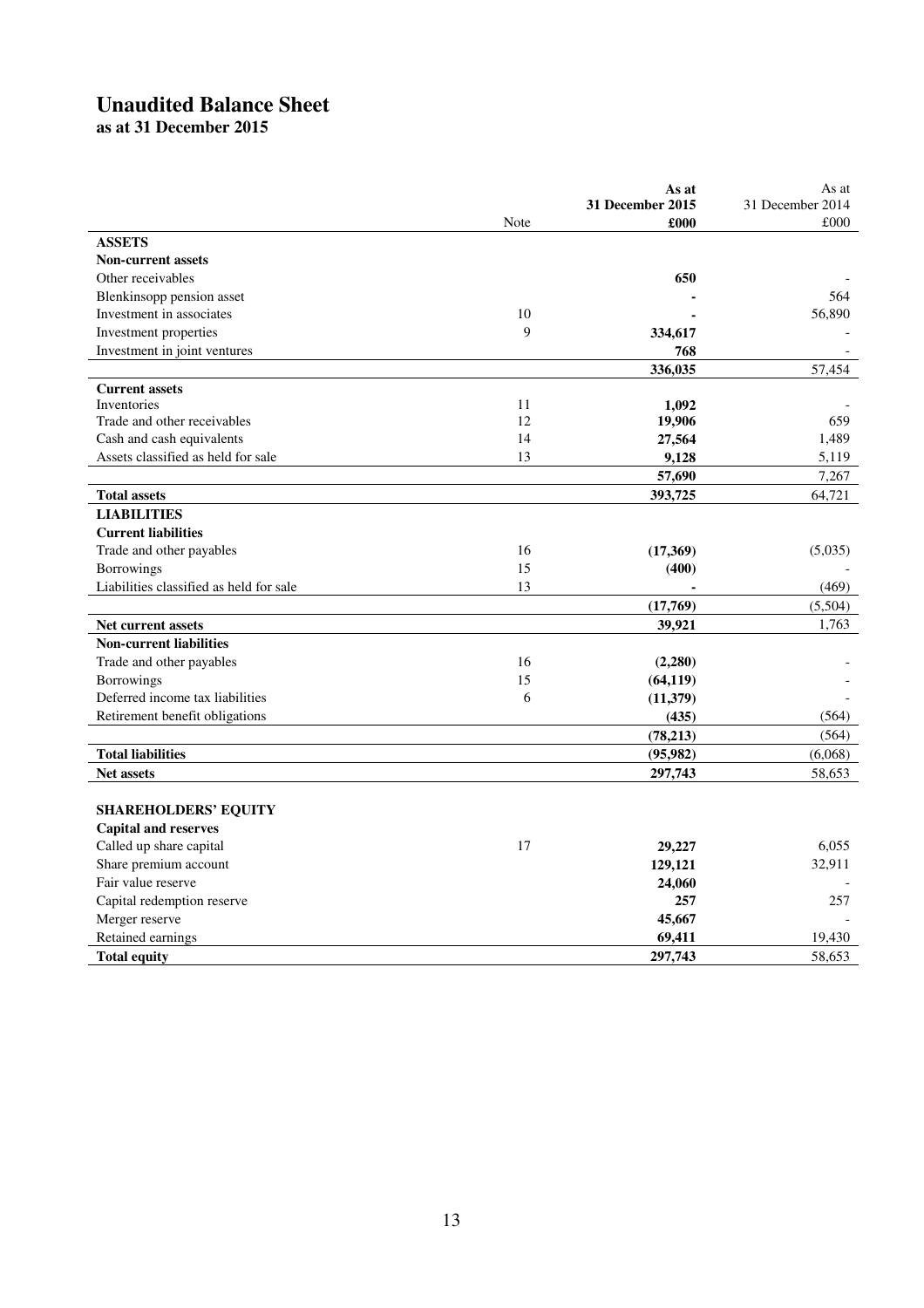# Unaudited Balance Sheet

**as at 31 December 2015**

| | Note | **As at 31 December 2015 £000** | As at 31 December 2014 £000 |
|---|---|---|---|
| **ASSETS** | | | |
| **Non-current assets** | | | |
| Other receivables | | **650** | - |
| Blenkinsopp pension asset | | **-** | 564 |
| Investment in associates | 10 | **-** | 56,890 |
| Investment properties | 9 | **334,617** | - |
| Investment in joint ventures | | **768** | - |
| | | **336,035** | 57,454 |
| **Current assets** | | | |
| Inventories | 11 | **1,092** | - |
| Trade and other receivables | 12 | **19,906** | 659 |
| Cash and cash equivalents | 14 | **27,564** | 1,489 |
| Assets classified as held for sale | 13 | **9,128** | 5,119 |
| | | **57,690** | 7,267 |
| **Total assets** | | **393,725** | 64,721 |
| **LIABILITIES** | | | |
| **Current liabilities** | | | |
| Trade and other payables | 16 | **(17,369)** | (5,035) |
| Borrowings | 15 | **(400)** | - |
| Liabilities classified as held for sale | 13 | **-** | (469) |
| | | **(17,769)** | (5,504) |
| **Net current assets** | | **39,921** | 1,763 |
| **Non-current liabilities** | | | |
| Trade and other payables | 16 | **(2,280)** | - |
| Borrowings | 15 | **(64,119)** | - |
| Deferred income tax liabilities | 6 | **(11,379)** | - |
| Retirement benefit obligations | | **(435)** | (564) |
| | | **(78,213)** | (564) |
| **Total liabilities** | | **(95,982)** | (6,068) |
| **Net assets** | | **297,743** | 58,653 |
| | | | |
| **SHAREHOLDERS' EQUITY** | | | |
| **Capital and reserves** | | | |
| Called up share capital | 17 | **29,227** | 6,055 |
| Share premium account | | **129,121** | 32,911 |
| Fair value reserve | | **24,060** | - |
| Capital redemption reserve | | **257** | 257 |
| Merger reserve | | **45,667** | - |
| Retained earnings | | **69,411** | 19,430 |
| **Total equity** | | **297,743** | 58,653 |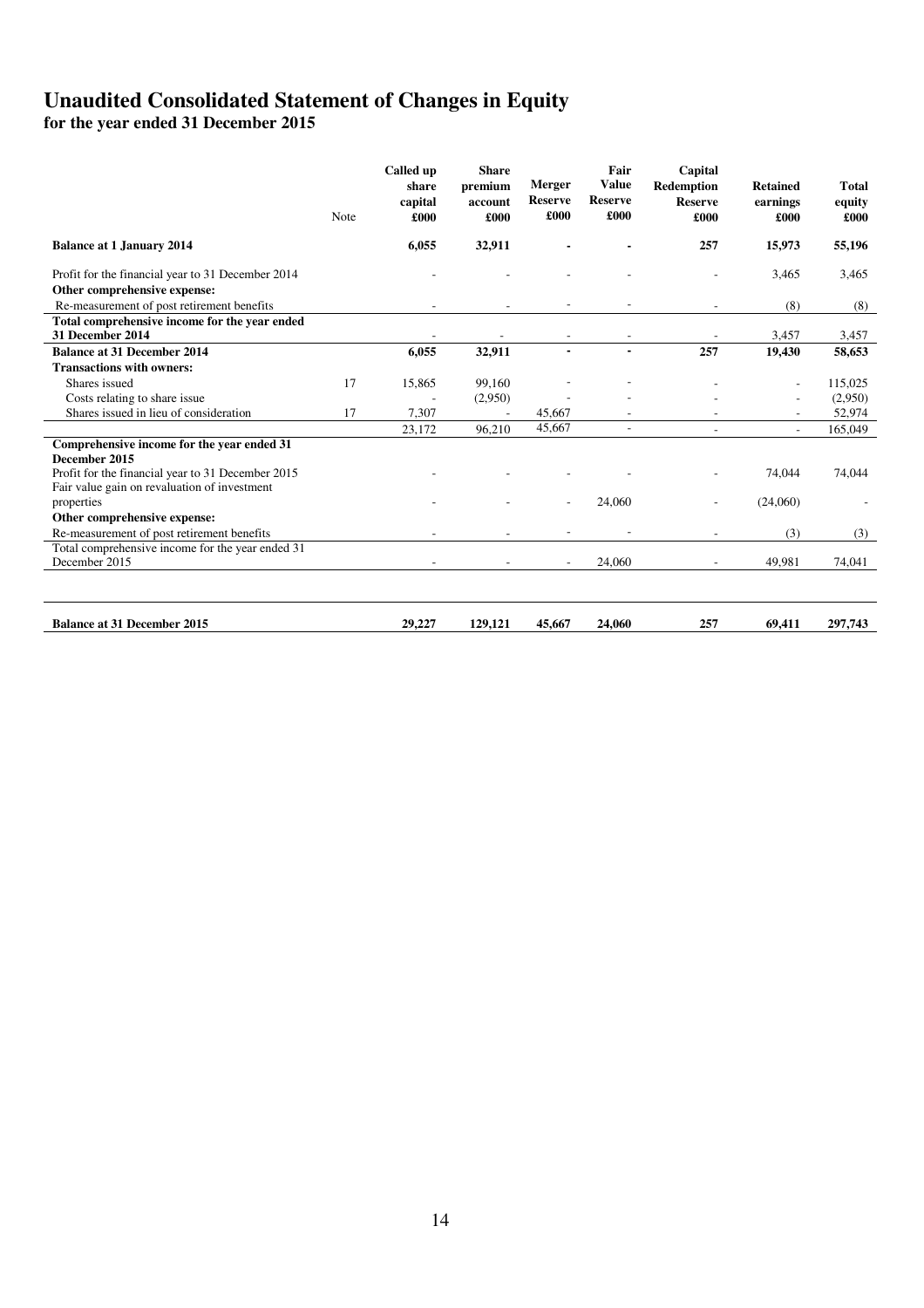# Unaudited Consolidated Statement of Changes in Equity

**for the year ended 31 December 2015**

| | Note | Called up share capital £000 | Share premium account £000 | Merger Reserve £000 | Fair Value Reserve £000 | Capital Redemption Reserve £000 | Retained earnings £000 | Total equity £000 |
|---|---|---|---|---|---|---|---|---|
| **Balance at 1 January 2014** | | **6,055** | **32,911** | **-** | **-** | **257** | **15,973** | **55,196** |
| Profit for the financial year to 31 December 2014 | | - | - | - | - | - | 3,465 | 3,465 |
| **Other comprehensive expense:** | | | | | | | | |
| Re-measurement of post retirement benefits | | - | - | - | - | - | (8) | (8) |
| **Total comprehensive income for the year ended 31 December 2014** | | - | - | - | - | - | 3,457 | 3,457 |
| **Balance at 31 December 2014** | | **6,055** | **32,911** | **-** | **-** | **257** | **19,430** | **58,653** |
| **Transactions with owners:** | | | | | | | | |
| Shares issued | 17 | 15,865 | 99,160 | - | - | - | - | 115,025 |
| Costs relating to share issue | | - | (2,950) | - | - | - | - | (2,950) |
| Shares issued in lieu of consideration | 17 | 7,307 | - | 45,667 | - | - | - | 52,974 |
| | | 23,172 | 96,210 | 45,667 | - | - | - | 165,049 |
| **Comprehensive income for the year ended 31 December 2015** | | | | | | | | |
| Profit for the financial year to 31 December 2015 | | - | - | - | - | - | 74,044 | 74,044 |
| Fair value gain on revaluation of investment properties | | - | - | - | 24,060 | - | (24,060) | - |
| **Other comprehensive expense:** | | | | | | | | |
| Re-measurement of post retirement benefits | | - | - | - | - | - | (3) | (3) |
| Total comprehensive income for the year ended 31 December 2015 | | - | - | - | 24,060 | - | 49,981 | 74,041 |
| **Balance at 31 December 2015** | | **29,227** | **129,121** | **45,667** | **24,060** | **257** | **69,411** | **297,743** |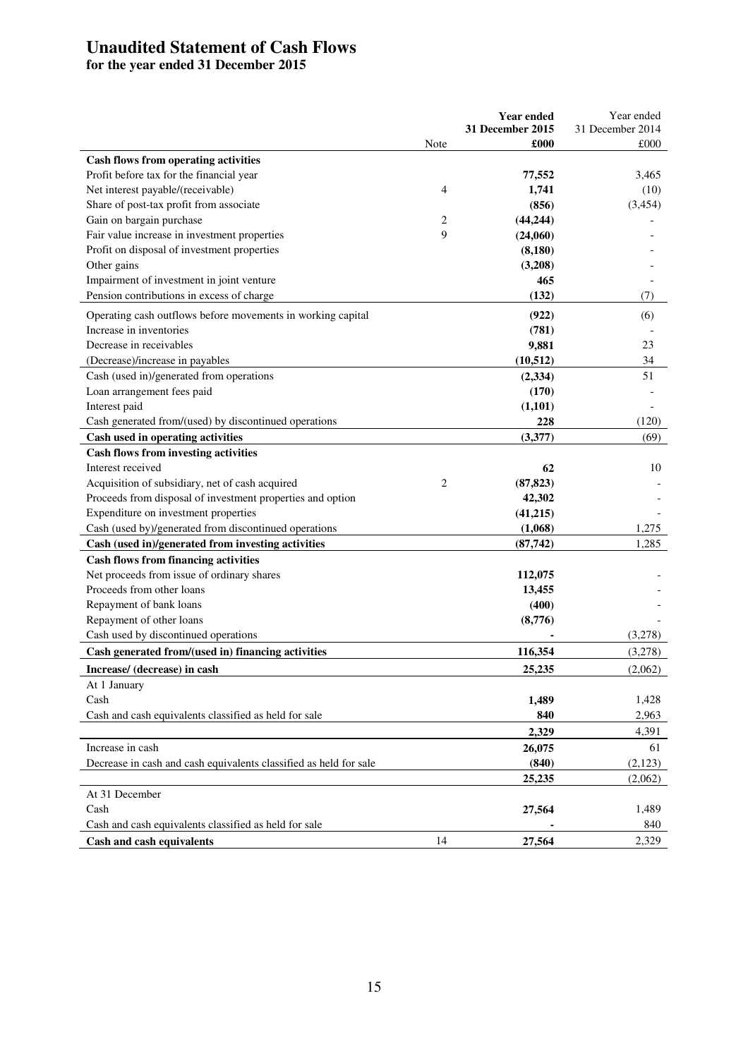# Unaudited Statement of Cash Flows

**for the year ended 31 December 2015**

| | Note | **Year ended 31 December 2015 £000** | Year ended 31 December 2014 £000 |
|---|---|---|---|
| **Cash flows from operating activities** | | | |
| Profit before tax for the financial year | | **77,552** | 3,465 |
| Net interest payable/(receivable) | 4 | **1,741** | (10) |
| Share of post-tax profit from associate | | **(856)** | (3,454) |
| Gain on bargain purchase | 2 | **(44,244)** | - |
| Fair value increase in investment properties | 9 | **(24,060)** | - |
| Profit on disposal of investment properties | | **(8,180)** | - |
| Other gains | | **(3,208)** | - |
| Impairment of investment in joint venture | | **465** | - |
| Pension contributions in excess of charge | | **(132)** | (7) |
| Operating cash outflows before movements in working capital | | **(922)** | (6) |
| Increase in inventories | | **(781)** | - |
| Decrease in receivables | | **9,881** | 23 |
| (Decrease)/increase in payables | | **(10,512)** | 34 |
| Cash (used in)/generated from operations | | **(2,334)** | 51 |
| Loan arrangement fees paid | | **(170)** | - |
| Interest paid | | **(1,101)** | - |
| Cash generated from/(used) by discontinued operations | | **228** | (120) |
| **Cash used in operating activities** | | **(3,377)** | (69) |
| **Cash flows from investing activities** | | | |
| Interest received | | **62** | 10 |
| Acquisition of subsidiary, net of cash acquired | 2 | **(87,823)** | - |
| Proceeds from disposal of investment properties and option | | **42,302** | - |
| Expenditure on investment properties | | **(41,215)** | - |
| Cash (used by)/generated from discontinued operations | | **(1,068)** | 1,275 |
| **Cash (used in)/generated from investing activities** | | **(87,742)** | 1,285 |
| **Cash flows from financing activities** | | | |
| Net proceeds from issue of ordinary shares | | **112,075** | - |
| Proceeds from other loans | | **13,455** | - |
| Repayment of bank loans | | **(400)** | - |
| Repayment of other loans | | **(8,776)** | - |
| Cash used by discontinued operations | | **-** | (3,278) |
| **Cash generated from/(used in) financing activities** | | **116,354** | (3,278) |
| **Increase/ (decrease) in cash** | | **25,235** | (2,062) |
| At 1 January | | | |
| Cash | | **1,489** | 1,428 |
| Cash and cash equivalents classified as held for sale | | **840** | 2,963 |
| | | **2,329** | 4,391 |
| Increase in cash | | **26,075** | 61 |
| Decrease in cash and cash equivalents classified as held for sale | | **(840)** | (2,123) |
| | | **25,235** | (2,062) |
| At 31 December | | | |
| Cash | | **27,564** | 1,489 |
| Cash and cash equivalents classified as held for sale | | **-** | 840 |
| **Cash and cash equivalents** | 14 | **27,564** | 2,329 |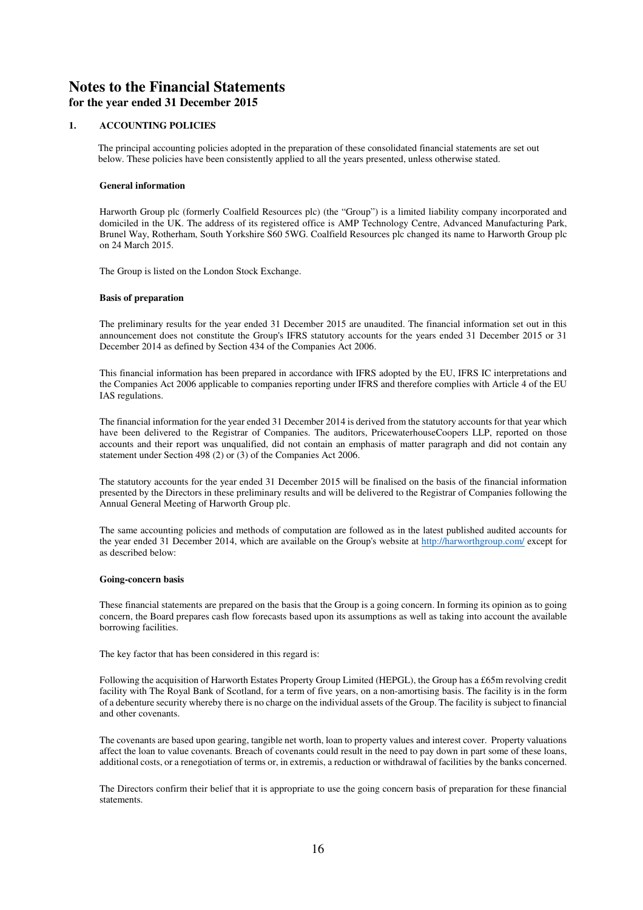# Notes to the Financial Statements

**for the year ended 31 December 2015**

## 1. ACCOUNTING POLICIES

The principal accounting policies adopted in the preparation of these consolidated financial statements are set out below. These policies have been consistently applied to all the years presented, unless otherwise stated.

### General information

Harworth Group plc (formerly Coalfield Resources plc) (the "Group") is a limited liability company incorporated and domiciled in the UK. The address of its registered office is AMP Technology Centre, Advanced Manufacturing Park, Brunel Way, Rotherham, South Yorkshire S60 5WG. Coalfield Resources plc changed its name to Harworth Group plc on 24 March 2015.

The Group is listed on the London Stock Exchange.

### Basis of preparation

The preliminary results for the year ended 31 December 2015 are unaudited. The financial information set out in this announcement does not constitute the Group's IFRS statutory accounts for the years ended 31 December 2015 or 31 December 2014 as defined by Section 434 of the Companies Act 2006.

This financial information has been prepared in accordance with IFRS adopted by the EU, IFRS IC interpretations and the Companies Act 2006 applicable to companies reporting under IFRS and therefore complies with Article 4 of the EU IAS regulations.

The financial information for the year ended 31 December 2014 is derived from the statutory accounts for that year which have been delivered to the Registrar of Companies. The auditors, PricewaterhouseCoopers LLP, reported on those accounts and their report was unqualified, did not contain an emphasis of matter paragraph and did not contain any statement under Section 498 (2) or (3) of the Companies Act 2006.

The statutory accounts for the year ended 31 December 2015 will be finalised on the basis of the financial information presented by the Directors in these preliminary results and will be delivered to the Registrar of Companies following the Annual General Meeting of Harworth Group plc.

The same accounting policies and methods of computation are followed as in the latest published audited accounts for the year ended 31 December 2014, which are available on the Group's website at http://harworthgroup.com/ except for as described below:

### Going-concern basis

These financial statements are prepared on the basis that the Group is a going concern. In forming its opinion as to going concern, the Board prepares cash flow forecasts based upon its assumptions as well as taking into account the available borrowing facilities.

The key factor that has been considered in this regard is:

Following the acquisition of Harworth Estates Property Group Limited (HEPGL), the Group has a £65m revolving credit facility with The Royal Bank of Scotland, for a term of five years, on a non-amortising basis. The facility is in the form of a debenture security whereby there is no charge on the individual assets of the Group. The facility is subject to financial and other covenants.

The covenants are based upon gearing, tangible net worth, loan to property values and interest cover. Property valuations affect the loan to value covenants. Breach of covenants could result in the need to pay down in part some of these loans, additional costs, or a renegotiation of terms or, in extremis, a reduction or withdrawal of facilities by the banks concerned.

The Directors confirm their belief that it is appropriate to use the going concern basis of preparation for these financial statements.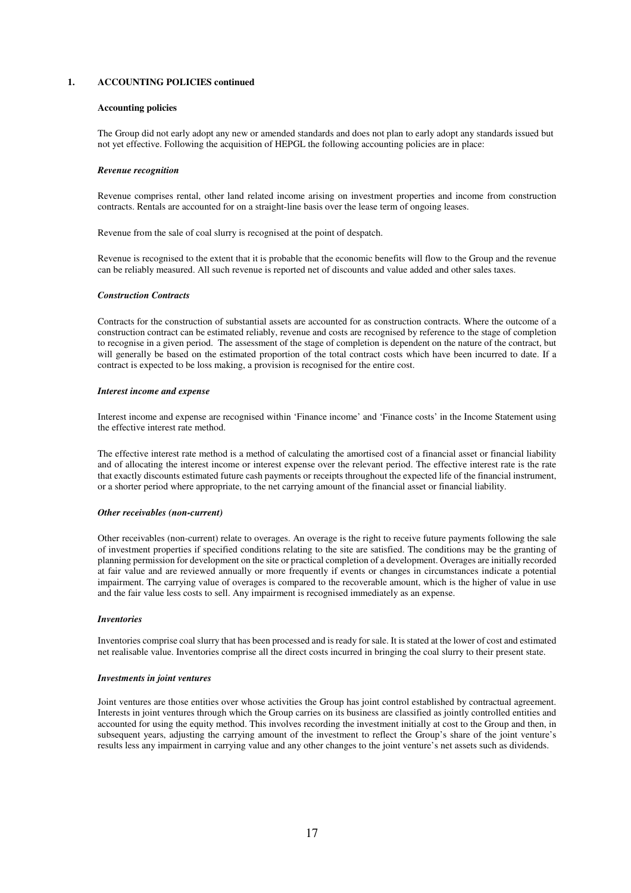## 1. ACCOUNTING POLICIES continued

### Accounting policies

The Group did not early adopt any new or amended standards and does not plan to early adopt any standards issued but not yet effective. Following the acquisition of HEPGL the following accounting policies are in place:

#### *Revenue recognition*

Revenue comprises rental, other land related income arising on investment properties and income from construction contracts. Rentals are accounted for on a straight-line basis over the lease term of ongoing leases.

Revenue from the sale of coal slurry is recognised at the point of despatch.

Revenue is recognised to the extent that it is probable that the economic benefits will flow to the Group and the revenue can be reliably measured. All such revenue is reported net of discounts and value added and other sales taxes.

#### *Construction Contracts*

Contracts for the construction of substantial assets are accounted for as construction contracts. Where the outcome of a construction contract can be estimated reliably, revenue and costs are recognised by reference to the stage of completion to recognise in a given period. The assessment of the stage of completion is dependent on the nature of the contract, but will generally be based on the estimated proportion of the total contract costs which have been incurred to date. If a contract is expected to be loss making, a provision is recognised for the entire cost.

#### *Interest income and expense*

Interest income and expense are recognised within 'Finance income' and 'Finance costs' in the Income Statement using the effective interest rate method.

The effective interest rate method is a method of calculating the amortised cost of a financial asset or financial liability and of allocating the interest income or interest expense over the relevant period. The effective interest rate is the rate that exactly discounts estimated future cash payments or receipts throughout the expected life of the financial instrument, or a shorter period where appropriate, to the net carrying amount of the financial asset or financial liability.

#### *Other receivables (non-current)*

Other receivables (non-current) relate to overages. An overage is the right to receive future payments following the sale of investment properties if specified conditions relating to the site are satisfied. The conditions may be the granting of planning permission for development on the site or practical completion of a development. Overages are initially recorded at fair value and are reviewed annually or more frequently if events or changes in circumstances indicate a potential impairment. The carrying value of overages is compared to the recoverable amount, which is the higher of value in use and the fair value less costs to sell. Any impairment is recognised immediately as an expense.

#### *Inventories*

Inventories comprise coal slurry that has been processed and is ready for sale. It is stated at the lower of cost and estimated net realisable value. Inventories comprise all the direct costs incurred in bringing the coal slurry to their present state.

#### *Investments in joint ventures*

Joint ventures are those entities over whose activities the Group has joint control established by contractual agreement. Interests in joint ventures through which the Group carries on its business are classified as jointly controlled entities and accounted for using the equity method. This involves recording the investment initially at cost to the Group and then, in subsequent years, adjusting the carrying amount of the investment to reflect the Group's share of the joint venture's results less any impairment in carrying value and any other changes to the joint venture's net assets such as dividends.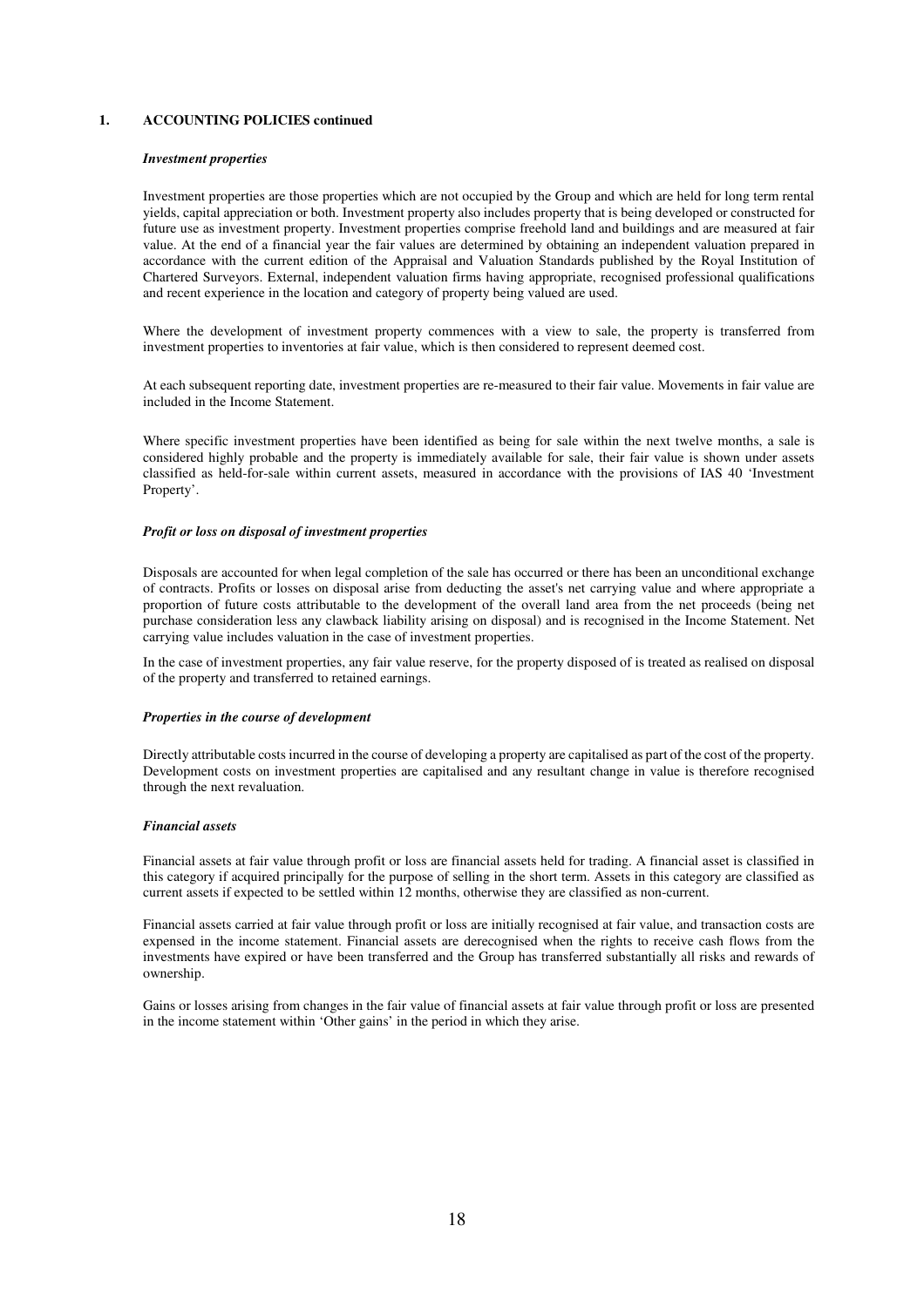## 1. ACCOUNTING POLICIES continued

### *Investment properties*

Investment properties are those properties which are not occupied by the Group and which are held for long term rental yields, capital appreciation or both. Investment property also includes property that is being developed or constructed for future use as investment property. Investment properties comprise freehold land and buildings and are measured at fair value. At the end of a financial year the fair values are determined by obtaining an independent valuation prepared in accordance with the current edition of the Appraisal and Valuation Standards published by the Royal Institution of Chartered Surveyors. External, independent valuation firms having appropriate, recognised professional qualifications and recent experience in the location and category of property being valued are used.

Where the development of investment property commences with a view to sale, the property is transferred from investment properties to inventories at fair value, which is then considered to represent deemed cost.

At each subsequent reporting date, investment properties are re-measured to their fair value. Movements in fair value are included in the Income Statement.

Where specific investment properties have been identified as being for sale within the next twelve months, a sale is considered highly probable and the property is immediately available for sale, their fair value is shown under assets classified as held-for-sale within current assets, measured in accordance with the provisions of IAS 40 'Investment Property'.

### *Profit or loss on disposal of investment properties*

Disposals are accounted for when legal completion of the sale has occurred or there has been an unconditional exchange of contracts. Profits or losses on disposal arise from deducting the asset's net carrying value and where appropriate a proportion of future costs attributable to the development of the overall land area from the net proceeds (being net purchase consideration less any clawback liability arising on disposal) and is recognised in the Income Statement. Net carrying value includes valuation in the case of investment properties.

In the case of investment properties, any fair value reserve, for the property disposed of is treated as realised on disposal of the property and transferred to retained earnings.

### *Properties in the course of development*

Directly attributable costs incurred in the course of developing a property are capitalised as part of the cost of the property. Development costs on investment properties are capitalised and any resultant change in value is therefore recognised through the next revaluation.

### *Financial assets*

Financial assets at fair value through profit or loss are financial assets held for trading. A financial asset is classified in this category if acquired principally for the purpose of selling in the short term. Assets in this category are classified as current assets if expected to be settled within 12 months, otherwise they are classified as non-current.

Financial assets carried at fair value through profit or loss are initially recognised at fair value, and transaction costs are expensed in the income statement. Financial assets are derecognised when the rights to receive cash flows from the investments have expired or have been transferred and the Group has transferred substantially all risks and rewards of ownership.

Gains or losses arising from changes in the fair value of financial assets at fair value through profit or loss are presented in the income statement within 'Other gains' in the period in which they arise.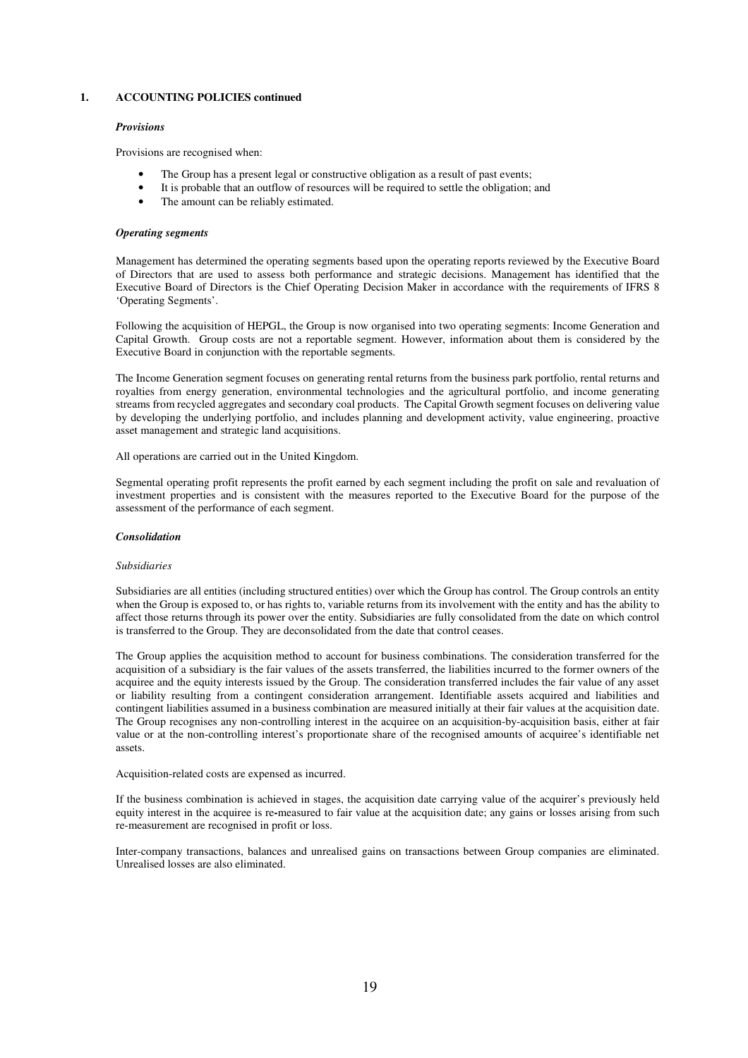## 1. ACCOUNTING POLICIES continued

### *Provisions*

Provisions are recognised when:

- The Group has a present legal or constructive obligation as a result of past events;
- It is probable that an outflow of resources will be required to settle the obligation; and
- The amount can be reliably estimated.

### *Operating segments*

Management has determined the operating segments based upon the operating reports reviewed by the Executive Board of Directors that are used to assess both performance and strategic decisions. Management has identified that the Executive Board of Directors is the Chief Operating Decision Maker in accordance with the requirements of IFRS 8 'Operating Segments'.

Following the acquisition of HEPGL, the Group is now organised into two operating segments: Income Generation and Capital Growth. Group costs are not a reportable segment. However, information about them is considered by the Executive Board in conjunction with the reportable segments.

The Income Generation segment focuses on generating rental returns from the business park portfolio, rental returns and royalties from energy generation, environmental technologies and the agricultural portfolio, and income generating streams from recycled aggregates and secondary coal products. The Capital Growth segment focuses on delivering value by developing the underlying portfolio, and includes planning and development activity, value engineering, proactive asset management and strategic land acquisitions.

All operations are carried out in the United Kingdom.

Segmental operating profit represents the profit earned by each segment including the profit on sale and revaluation of investment properties and is consistent with the measures reported to the Executive Board for the purpose of the assessment of the performance of each segment.

### *Consolidation*

*Subsidiaries*

Subsidiaries are all entities (including structured entities) over which the Group has control. The Group controls an entity when the Group is exposed to, or has rights to, variable returns from its involvement with the entity and has the ability to affect those returns through its power over the entity. Subsidiaries are fully consolidated from the date on which control is transferred to the Group. They are deconsolidated from the date that control ceases.

The Group applies the acquisition method to account for business combinations. The consideration transferred for the acquisition of a subsidiary is the fair values of the assets transferred, the liabilities incurred to the former owners of the acquiree and the equity interests issued by the Group. The consideration transferred includes the fair value of any asset or liability resulting from a contingent consideration arrangement. Identifiable assets acquired and liabilities and contingent liabilities assumed in a business combination are measured initially at their fair values at the acquisition date. The Group recognises any non-controlling interest in the acquiree on an acquisition-by-acquisition basis, either at fair value or at the non-controlling interest's proportionate share of the recognised amounts of acquiree's identifiable net assets.

Acquisition-related costs are expensed as incurred.

If the business combination is achieved in stages, the acquisition date carrying value of the acquirer's previously held equity interest in the acquiree is re-measured to fair value at the acquisition date; any gains or losses arising from such re-measurement are recognised in profit or loss.

Inter-company transactions, balances and unrealised gains on transactions between Group companies are eliminated. Unrealised losses are also eliminated.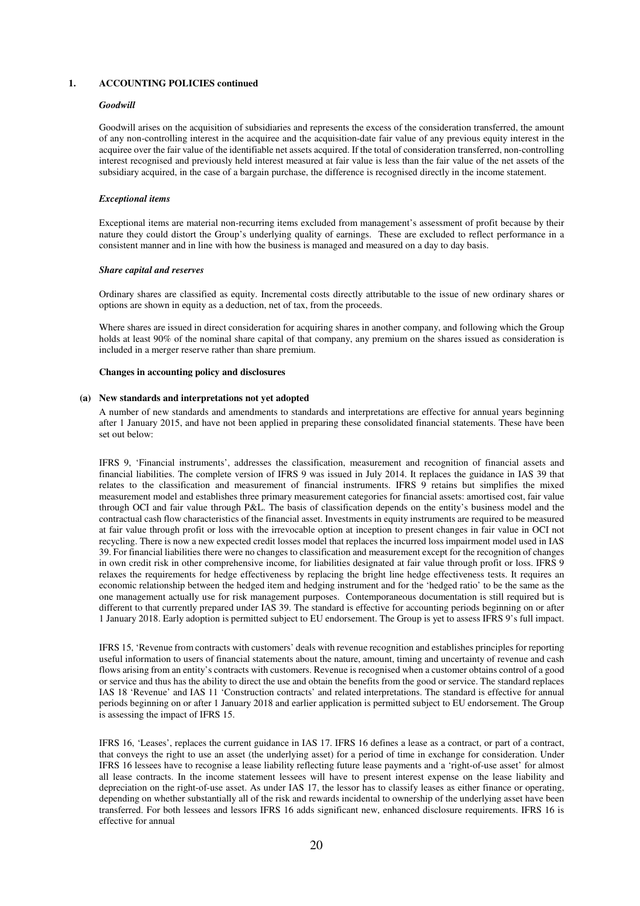## 1. ACCOUNTING POLICIES continued

### *Goodwill*

Goodwill arises on the acquisition of subsidiaries and represents the excess of the consideration transferred, the amount of any non-controlling interest in the acquiree and the acquisition-date fair value of any previous equity interest in the acquiree over the fair value of the identifiable net assets acquired. If the total of consideration transferred, non-controlling interest recognised and previously held interest measured at fair value is less than the fair value of the net assets of the subsidiary acquired, in the case of a bargain purchase, the difference is recognised directly in the income statement.

### *Exceptional items*

Exceptional items are material non-recurring items excluded from management's assessment of profit because by their nature they could distort the Group's underlying quality of earnings. These are excluded to reflect performance in a consistent manner and in line with how the business is managed and measured on a day to day basis.

### *Share capital and reserves*

Ordinary shares are classified as equity. Incremental costs directly attributable to the issue of new ordinary shares or options are shown in equity as a deduction, net of tax, from the proceeds.

Where shares are issued in direct consideration for acquiring shares in another company, and following which the Group holds at least 90% of the nominal share capital of that company, any premium on the shares issued as consideration is included in a merger reserve rather than share premium.

### Changes in accounting policy and disclosures

#### (a) New standards and interpretations not yet adopted

A number of new standards and amendments to standards and interpretations are effective for annual years beginning after 1 January 2015, and have not been applied in preparing these consolidated financial statements. These have been set out below:

IFRS 9, 'Financial instruments', addresses the classification, measurement and recognition of financial assets and financial liabilities. The complete version of IFRS 9 was issued in July 2014. It replaces the guidance in IAS 39 that relates to the classification and measurement of financial instruments. IFRS 9 retains but simplifies the mixed measurement model and establishes three primary measurement categories for financial assets: amortised cost, fair value through OCI and fair value through P&L. The basis of classification depends on the entity's business model and the contractual cash flow characteristics of the financial asset. Investments in equity instruments are required to be measured at fair value through profit or loss with the irrevocable option at inception to present changes in fair value in OCI not recycling. There is now a new expected credit losses model that replaces the incurred loss impairment model used in IAS 39. For financial liabilities there were no changes to classification and measurement except for the recognition of changes in own credit risk in other comprehensive income, for liabilities designated at fair value through profit or loss. IFRS 9 relaxes the requirements for hedge effectiveness by replacing the bright line hedge effectiveness tests. It requires an economic relationship between the hedged item and hedging instrument and for the 'hedged ratio' to be the same as the one management actually use for risk management purposes. Contemporaneous documentation is still required but is different to that currently prepared under IAS 39. The standard is effective for accounting periods beginning on or after 1 January 2018. Early adoption is permitted subject to EU endorsement. The Group is yet to assess IFRS 9's full impact.

IFRS 15, 'Revenue from contracts with customers' deals with revenue recognition and establishes principles for reporting useful information to users of financial statements about the nature, amount, timing and uncertainty of revenue and cash flows arising from an entity's contracts with customers. Revenue is recognised when a customer obtains control of a good or service and thus has the ability to direct the use and obtain the benefits from the good or service. The standard replaces IAS 18 'Revenue' and IAS 11 'Construction contracts' and related interpretations. The standard is effective for annual periods beginning on or after 1 January 2018 and earlier application is permitted subject to EU endorsement. The Group is assessing the impact of IFRS 15.

IFRS 16, 'Leases', replaces the current guidance in IAS 17. IFRS 16 defines a lease as a contract, or part of a contract, that conveys the right to use an asset (the underlying asset) for a period of time in exchange for consideration. Under IFRS 16 lessees have to recognise a lease liability reflecting future lease payments and a 'right-of-use asset' for almost all lease contracts. In the income statement lessees will have to present interest expense on the lease liability and depreciation on the right-of-use asset. As under IAS 17, the lessor has to classify leases as either finance or operating, depending on whether substantially all of the risk and rewards incidental to ownership of the underlying asset have been transferred. For both lessees and lessors IFRS 16 adds significant new, enhanced disclosure requirements. IFRS 16 is effective for annual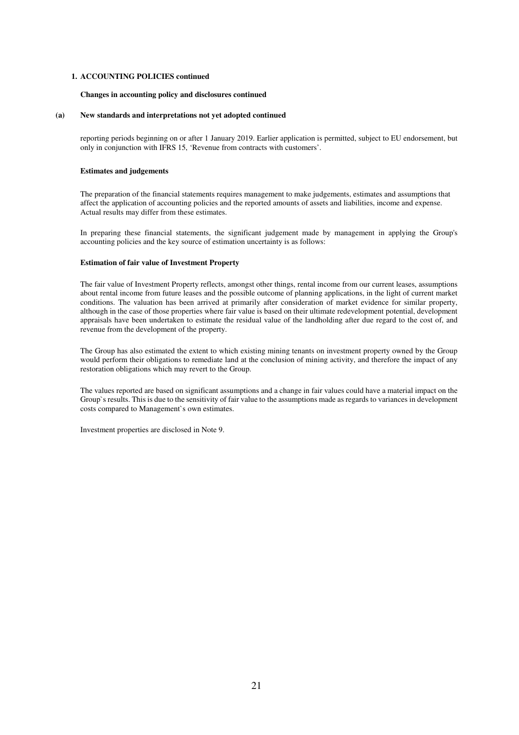**1. ACCOUNTING POLICIES continued**

**Changes in accounting policy and disclosures continued**

**(a) New standards and interpretations not yet adopted continued**

reporting periods beginning on or after 1 January 2019. Earlier application is permitted, subject to EU endorsement, but only in conjunction with IFRS 15, 'Revenue from contracts with customers'.

**Estimates and judgements**

The preparation of the financial statements requires management to make judgements, estimates and assumptions that affect the application of accounting policies and the reported amounts of assets and liabilities, income and expense. Actual results may differ from these estimates.

In preparing these financial statements, the significant judgement made by management in applying the Group's accounting policies and the key source of estimation uncertainty is as follows:

**Estimation of fair value of Investment Property**

The fair value of Investment Property reflects, amongst other things, rental income from our current leases, assumptions about rental income from future leases and the possible outcome of planning applications, in the light of current market conditions. The valuation has been arrived at primarily after consideration of market evidence for similar property, although in the case of those properties where fair value is based on their ultimate redevelopment potential, development appraisals have been undertaken to estimate the residual value of the landholding after due regard to the cost of, and revenue from the development of the property.

The Group has also estimated the extent to which existing mining tenants on investment property owned by the Group would perform their obligations to remediate land at the conclusion of mining activity, and therefore the impact of any restoration obligations which may revert to the Group.

The values reported are based on significant assumptions and a change in fair values could have a material impact on the Group`s results. This is due to the sensitivity of fair value to the assumptions made as regards to variances in development costs compared to Management`s own estimates.

Investment properties are disclosed in Note 9.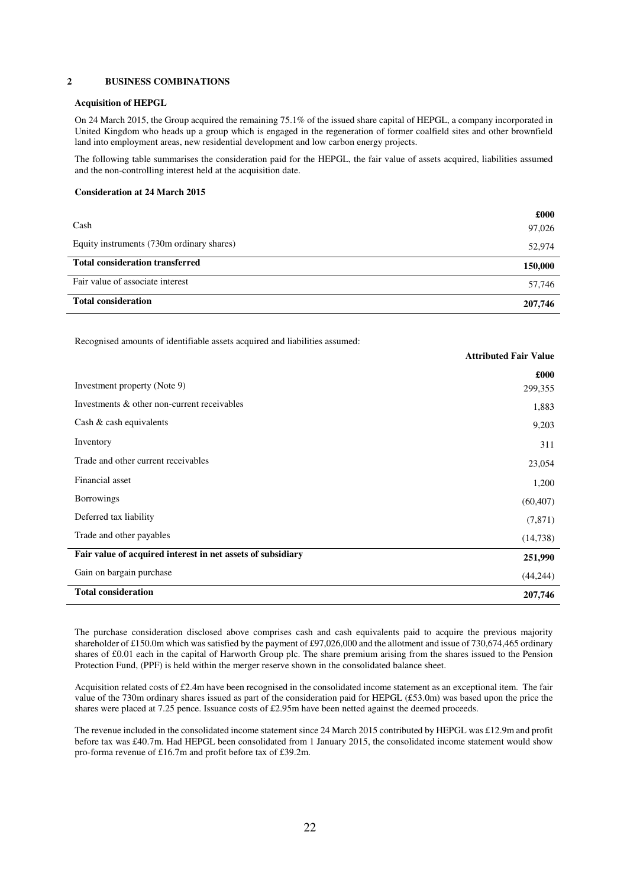## 2 BUSINESS COMBINATIONS

### Acquisition of HEPGL

On 24 March 2015, the Group acquired the remaining 75.1% of the issued share capital of HEPGL, a company incorporated in United Kingdom who heads up a group which is engaged in the regeneration of former coalfield sites and other brownfield land into employment areas, new residential development and low carbon energy projects.

The following table summarises the consideration paid for the HEPGL, the fair value of assets acquired, liabilities assumed and the non-controlling interest held at the acquisition date.

**Consideration at 24 March 2015**

| | £000 |
|---|---|
| Cash | 97,026 |
| Equity instruments (730m ordinary shares) | 52,974 |
| **Total consideration transferred** | **150,000** |
| Fair value of associate interest | 57,746 |
| **Total consideration** | **207,746** |

Recognised amounts of identifiable assets acquired and liabilities assumed:

| | **Attributed Fair Value** |
|---|---|
| | **£000** |
| Investment property (Note 9) | 299,355 |
| Investments & other non-current receivables | 1,883 |
| Cash & cash equivalents | 9,203 |
| Inventory | 311 |
| Trade and other current receivables | 23,054 |
| Financial asset | 1,200 |
| Borrowings | (60,407) |
| Deferred tax liability | (7,871) |
| Trade and other payables | (14,738) |
| **Fair value of acquired interest in net assets of subsidiary** | **251,990** |
| Gain on bargain purchase | (44,244) |
| **Total consideration** | **207,746** |

The purchase consideration disclosed above comprises cash and cash equivalents paid to acquire the previous majority shareholder of £150.0m which was satisfied by the payment of £97,026,000 and the allotment and issue of 730,674,465 ordinary shares of £0.01 each in the capital of Harworth Group plc. The share premium arising from the shares issued to the Pension Protection Fund, (PPF) is held within the merger reserve shown in the consolidated balance sheet.

Acquisition related costs of £2.4m have been recognised in the consolidated income statement as an exceptional item. The fair value of the 730m ordinary shares issued as part of the consideration paid for HEPGL (£53.0m) was based upon the price the shares were placed at 7.25 pence. Issuance costs of £2.95m have been netted against the deemed proceeds.

The revenue included in the consolidated income statement since 24 March 2015 contributed by HEPGL was £12.9m and profit before tax was £40.7m. Had HEPGL been consolidated from 1 January 2015, the consolidated income statement would show pro-forma revenue of £16.7m and profit before tax of £39.2m.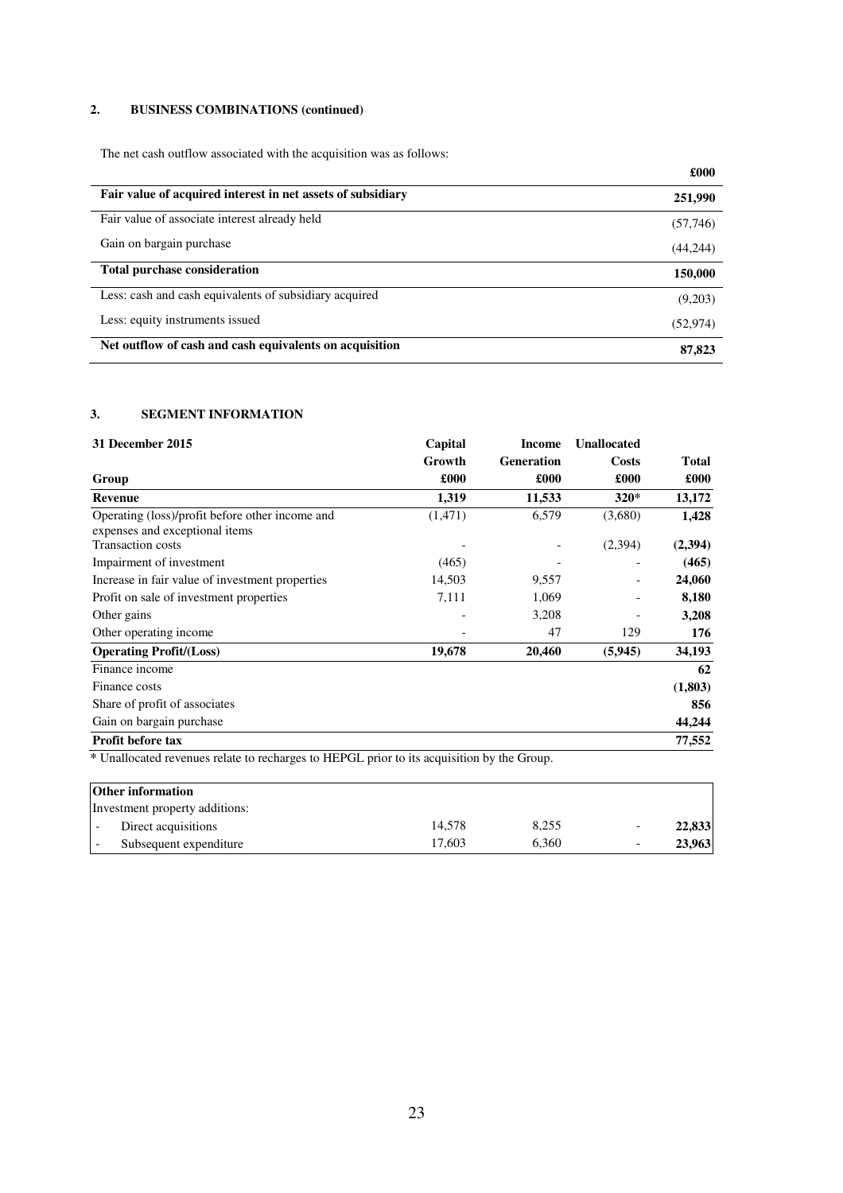## 2. BUSINESS COMBINATIONS (continued)

The net cash outflow associated with the acquisition was as follows:

| | £000 |
|---|---|
| **Fair value of acquired interest in net assets of subsidiary** | **251,990** |
| Fair value of associate interest already held | (57,746) |
| Gain on bargain purchase | (44,244) |
| **Total purchase consideration** | **150,000** |
| Less: cash and cash equivalents of subsidiary acquired | (9,203) |
| Less: equity instruments issued | (52,974) |
| **Net outflow of cash and cash equivalents on acquisition** | **87,823** |

## 3. SEGMENT INFORMATION

| **31 December 2015** | **Capital Growth** | **Income Generation** | **Unallocated Costs** | **Total** |
|---|---|---|---|---|
| **Group** | **£000** | **£000** | **£000** | **£000** |
| **Revenue** | **1,319** | **11,533** | **320*** | **13,172** |
| Operating (loss)/profit before other income and expenses and exceptional items | (1,471) | 6,579 | (3,680) | **1,428** |
| Transaction costs | - | - | (2,394) | **(2,394)** |
| Impairment of investment | (465) | - | - | **(465)** |
| Increase in fair value of investment properties | 14,503 | 9,557 | - | **24,060** |
| Profit on sale of investment properties | 7,111 | 1,069 | - | **8,180** |
| Other gains | - | 3,208 | - | **3,208** |
| Other operating income | - | 47 | 129 | **176** |
| **Operating Profit/(Loss)** | **19,678** | **20,460** | **(5,945)** | **34,193** |
| Finance income | | | | **62** |
| Finance costs | | | | **(1,803)** |
| Share of profit of associates | | | | **856** |
| Gain on bargain purchase | | | | **44,244** |
| **Profit before tax** | | | | **77,552** |

\* Unallocated revenues relate to recharges to HEPGL prior to its acquisition by the Group.

| **Other information** | | | | |
|---|---|---|---|---|
| Investment property additions: | | | | |
| - Direct acquisitions | 14,578 | 8,255 | - | **22,833** |
| - Subsequent expenditure | 17,603 | 6,360 | - | **23,963** |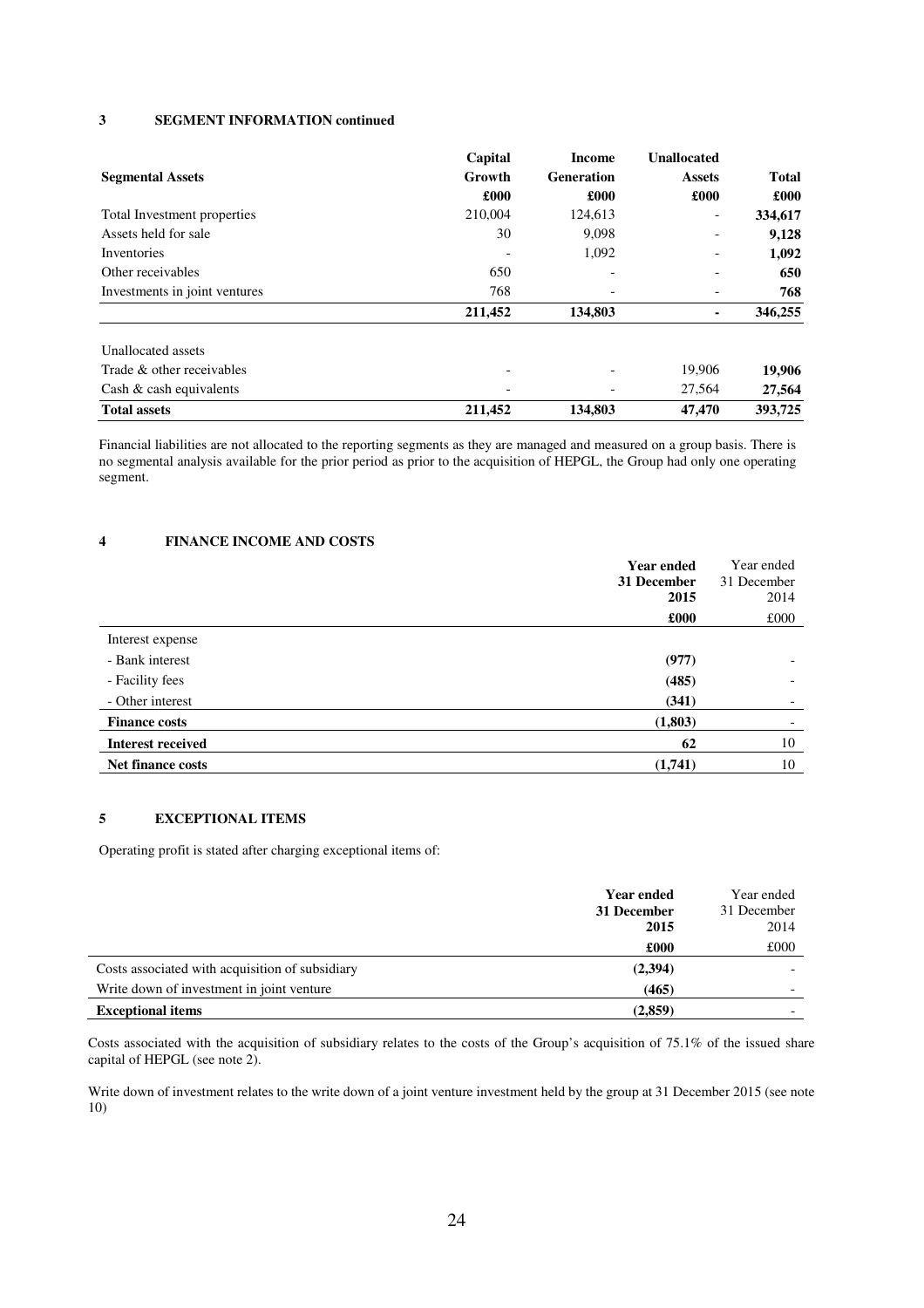### 3 SEGMENT INFORMATION continued

| Segmental Assets | Capital Growth £000 | Income Generation £000 | Unallocated Assets £000 | Total £000 |
|---|---|---|---|---|
| Total Investment properties | 210,004 | 124,613 | - | **334,617** |
| Assets held for sale | 30 | 9,098 | - | **9,128** |
| Inventories | - | 1,092 | - | **1,092** |
| Other receivables | 650 | - | - | **650** |
| Investments in joint ventures | 768 | - | - | **768** |
| | **211,452** | **134,803** | **-** | **346,255** |
| Unallocated assets | | | | |
| Trade & other receivables | - | - | 19,906 | **19,906** |
| Cash & cash equivalents | - | - | 27,564 | **27,564** |
| **Total assets** | **211,452** | **134,803** | **47,470** | **393,725** |

Financial liabilities are not allocated to the reporting segments as they are managed and measured on a group basis. There is no segmental analysis available for the prior period as prior to the acquisition of HEPGL, the Group had only one operating segment.

### 4 FINANCE INCOME AND COSTS

| | **Year ended 31 December 2015 £000** | Year ended 31 December 2014 £000 |
|---|---|---|
| Interest expense | | |
| - Bank interest | **(977)** | - |
| - Facility fees | **(485)** | - |
| - Other interest | **(341)** | - |
| **Finance costs** | **(1,803)** | - |
| **Interest received** | **62** | 10 |
| **Net finance costs** | **(1,741)** | 10 |

### 5 EXCEPTIONAL ITEMS

Operating profit is stated after charging exceptional items of:

| | **Year ended 31 December 2015 £000** | Year ended 31 December 2014 £000 |
|---|---|---|
| Costs associated with acquisition of subsidiary | **(2,394)** | - |
| Write down of investment in joint venture | **(465)** | - |
| **Exceptional items** | **(2,859)** | - |

Costs associated with the acquisition of subsidiary relates to the costs of the Group's acquisition of 75.1% of the issued share capital of HEPGL (see note 2).

Write down of investment relates to the write down of a joint venture investment held by the group at 31 December 2015 (see note 10)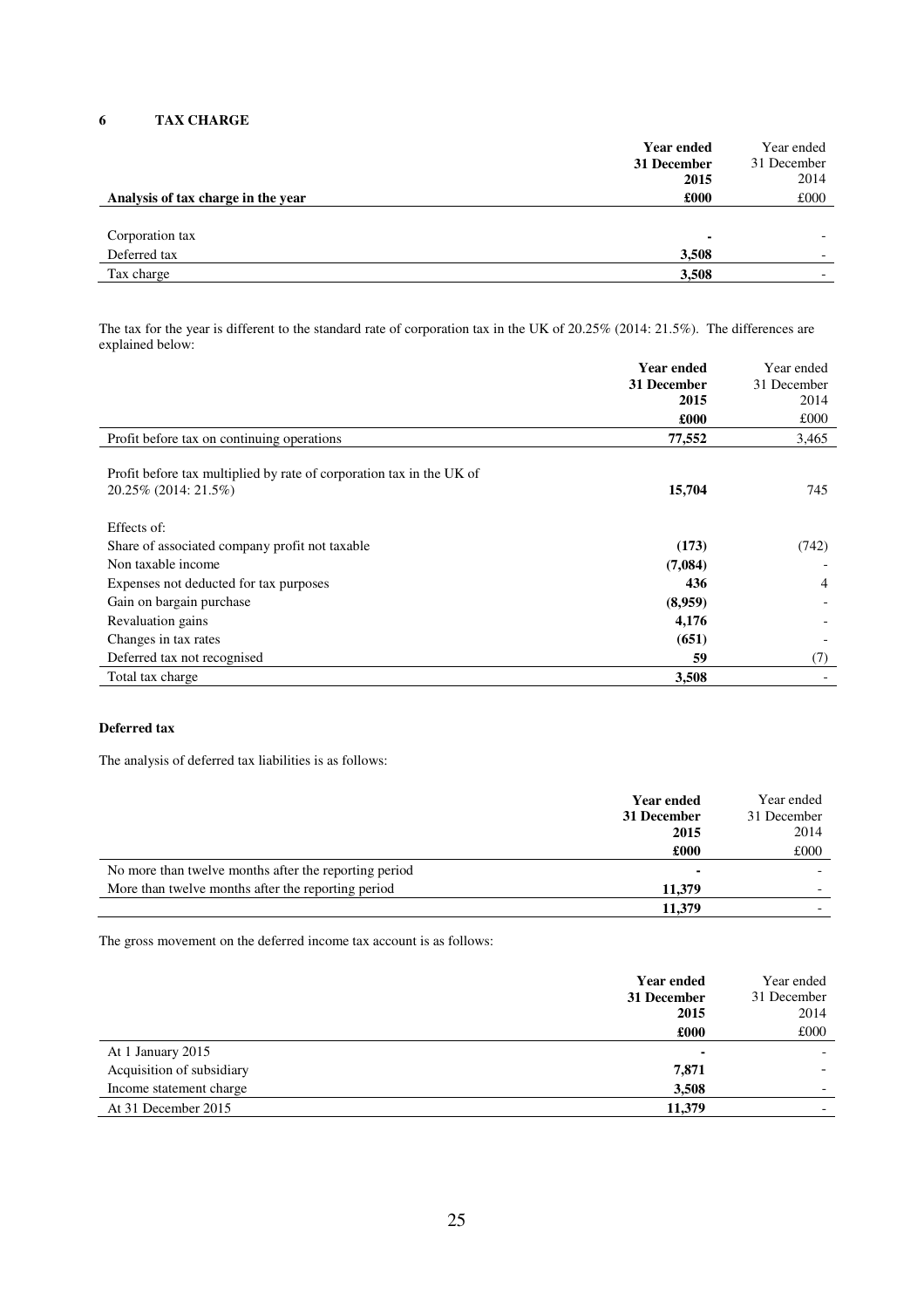## 6 TAX CHARGE

| Analysis of tax charge in the year | **Year ended 31 December 2015 £000** | Year ended 31 December 2014 £000 |
|---|---|---|
| Corporation tax | **-** | - |
| Deferred tax | **3,508** | - |
| Tax charge | **3,508** | - |

The tax for the year is different to the standard rate of corporation tax in the UK of 20.25% (2014: 21.5%). The differences are explained below:

| | **Year ended 31 December 2015 £000** | Year ended 31 December 2014 £000 |
|---|---|---|
| Profit before tax on continuing operations | **77,552** | 3,465 |
| Profit before tax multiplied by rate of corporation tax in the UK of 20.25% (2014: 21.5%) | **15,704** | 745 |
| Effects of: | | |
| Share of associated company profit not taxable | **(173)** | (742) |
| Non taxable income | **(7,084)** | - |
| Expenses not deducted for tax purposes | **436** | 4 |
| Gain on bargain purchase | **(8,959)** | - |
| Revaluation gains | **4,176** | - |
| Changes in tax rates | **(651)** | - |
| Deferred tax not recognised | **59** | (7) |
| Total tax charge | **3,508** | - |

### Deferred tax

The analysis of deferred tax liabilities is as follows:

| | **Year ended 31 December 2015 £000** | Year ended 31 December 2014 £000 |
|---|---|---|
| No more than twelve months after the reporting period | **-** | - |
| More than twelve months after the reporting period | **11,379** | - |
| | **11,379** | - |

The gross movement on the deferred income tax account is as follows:

| | **Year ended 31 December 2015 £000** | Year ended 31 December 2014 £000 |
|---|---|---|
| At 1 January 2015 | **-** | - |
| Acquisition of subsidiary | **7,871** | - |
| Income statement charge | **3,508** | - |
| At 31 December 2015 | **11,379** | - |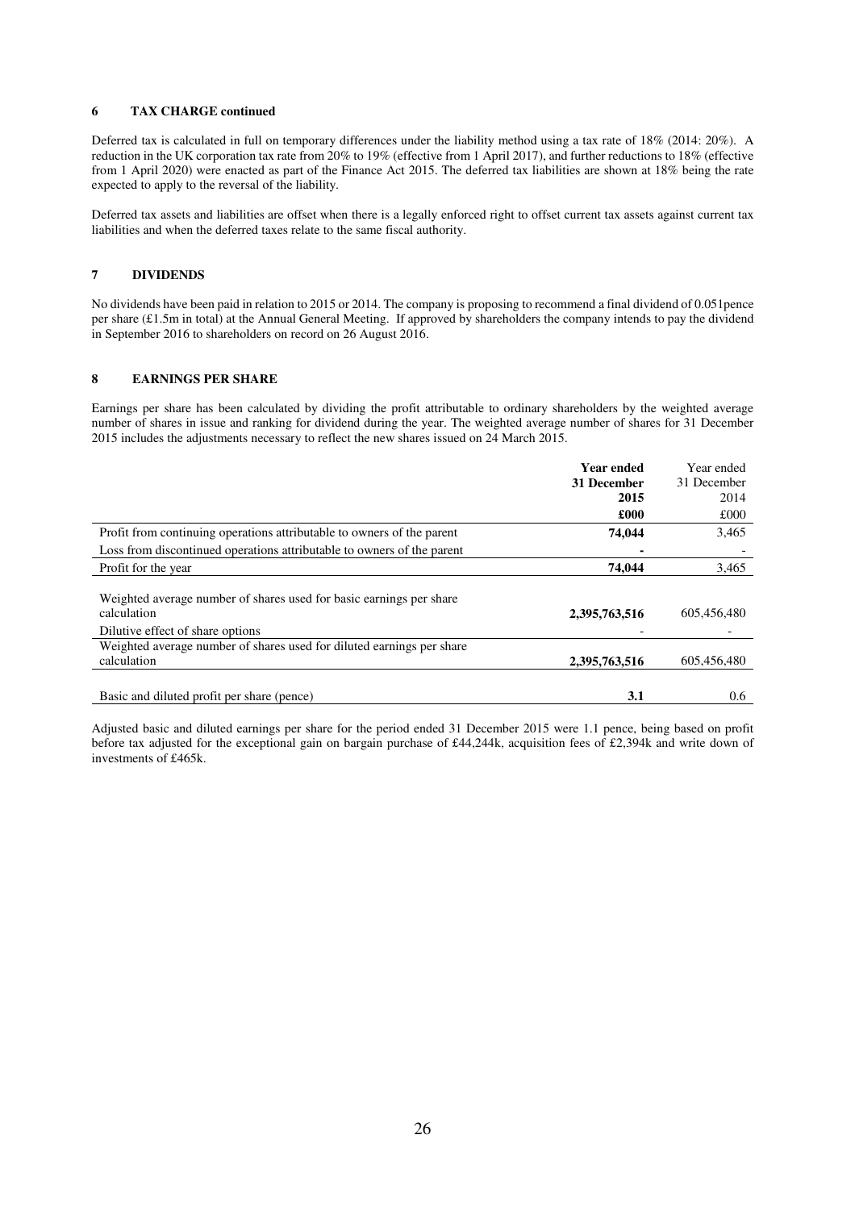## 6 TAX CHARGE continued

Deferred tax is calculated in full on temporary differences under the liability method using a tax rate of 18% (2014: 20%). A reduction in the UK corporation tax rate from 20% to 19% (effective from 1 April 2017), and further reductions to 18% (effective from 1 April 2020) were enacted as part of the Finance Act 2015. The deferred tax liabilities are shown at 18% being the rate expected to apply to the reversal of the liability.

Deferred tax assets and liabilities are offset when there is a legally enforced right to offset current tax assets against current tax liabilities and when the deferred taxes relate to the same fiscal authority.

## 7 DIVIDENDS

No dividends have been paid in relation to 2015 or 2014. The company is proposing to recommend a final dividend of 0.051pence per share (£1.5m in total) at the Annual General Meeting. If approved by shareholders the company intends to pay the dividend in September 2016 to shareholders on record on 26 August 2016.

## 8 EARNINGS PER SHARE

Earnings per share has been calculated by dividing the profit attributable to ordinary shareholders by the weighted average number of shares in issue and ranking for dividend during the year. The weighted average number of shares for 31 December 2015 includes the adjustments necessary to reflect the new shares issued on 24 March 2015.

| | **Year ended 31 December 2015** | Year ended 31 December 2014 |
|---|---|---|
| | **£000** | £000 |
| Profit from continuing operations attributable to owners of the parent | **74,044** | 3,465 |
| Loss from discontinued operations attributable to owners of the parent | **-** | - |
| Profit for the year | **74,044** | 3,465 |
| Weighted average number of shares used for basic earnings per share calculation | **2,395,763,516** | 605,456,480 |
| Dilutive effect of share options | - | - |
| Weighted average number of shares used for diluted earnings per share calculation | **2,395,763,516** | 605,456,480 |
| Basic and diluted profit per share (pence) | **3.1** | 0.6 |

Adjusted basic and diluted earnings per share for the period ended 31 December 2015 were 1.1 pence, being based on profit before tax adjusted for the exceptional gain on bargain purchase of £44,244k, acquisition fees of £2,394k and write down of investments of £465k.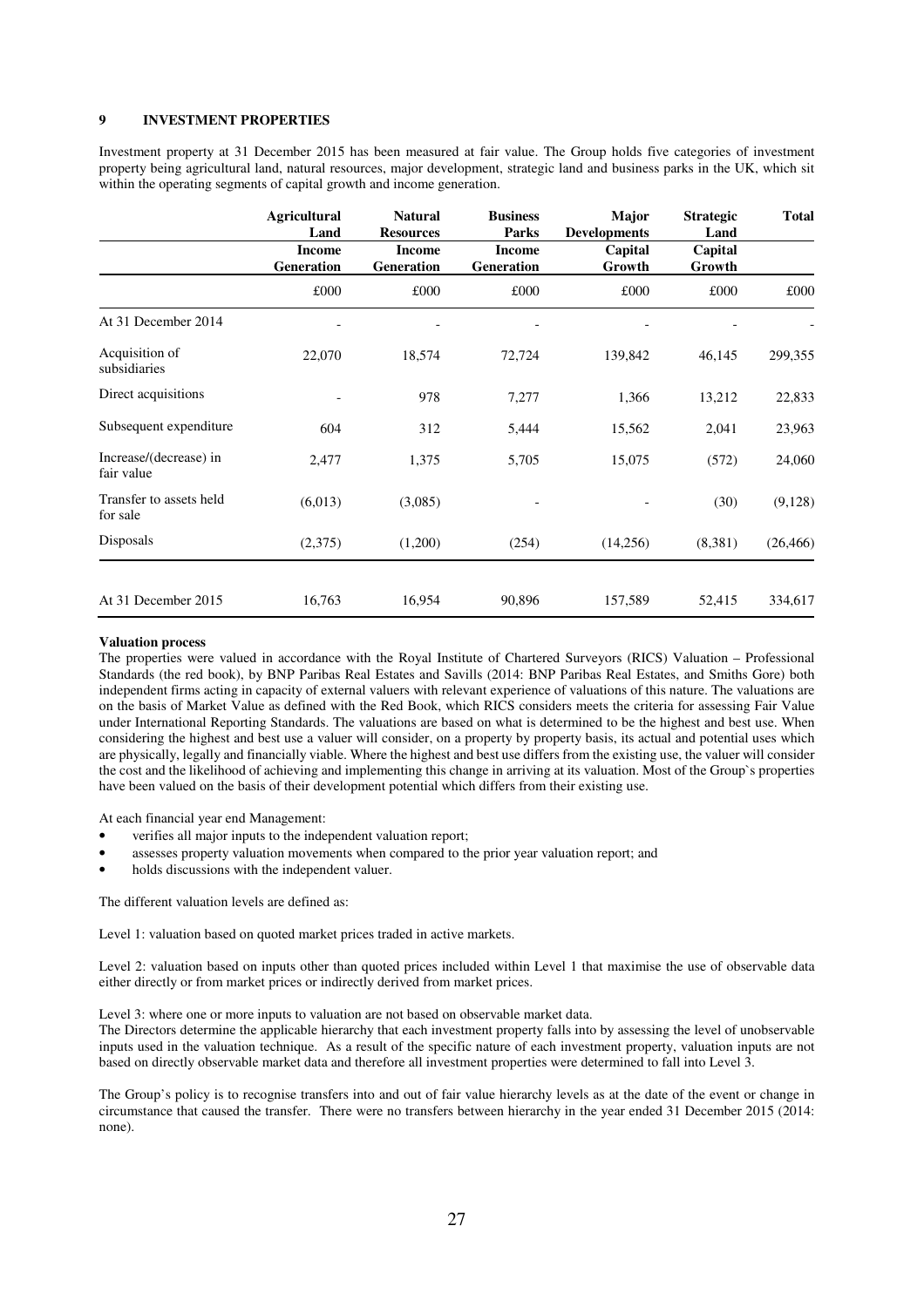## 9 INVESTMENT PROPERTIES

Investment property at 31 December 2015 has been measured at fair value. The Group holds five categories of investment property being agricultural land, natural resources, major development, strategic land and business parks in the UK, which sit within the operating segments of capital growth and income generation.

| | Agricultural Land | Natural Resources | Business Parks | Major Developments | Strategic Land | Total |
|---|---|---|---|---|---|---|
| | Income Generation | Income Generation | Income Generation | Capital Growth | Capital Growth | |
| | £000 | £000 | £000 | £000 | £000 | £000 |
| At 31 December 2014 | - | - | - | - | - | - |
| Acquisition of subsidiaries | 22,070 | 18,574 | 72,724 | 139,842 | 46,145 | 299,355 |
| Direct acquisitions | - | 978 | 7,277 | 1,366 | 13,212 | 22,833 |
| Subsequent expenditure | 604 | 312 | 5,444 | 15,562 | 2,041 | 23,963 |
| Increase/(decrease) in fair value | 2,477 | 1,375 | 5,705 | 15,075 | (572) | 24,060 |
| Transfer to assets held for sale | (6,013) | (3,085) | - | - | (30) | (9,128) |
| Disposals | (2,375) | (1,200) | (254) | (14,256) | (8,381) | (26,466) |
| At 31 December 2015 | 16,763 | 16,954 | 90,896 | 157,589 | 52,415 | 334,617 |

**Valuation process**

The properties were valued in accordance with the Royal Institute of Chartered Surveyors (RICS) Valuation – Professional Standards (the red book), by BNP Paribas Real Estates and Savills (2014: BNP Paribas Real Estates, and Smiths Gore) both independent firms acting in capacity of external valuers with relevant experience of valuations of this nature. The valuations are on the basis of Market Value as defined with the Red Book, which RICS considers meets the criteria for assessing Fair Value under International Reporting Standards. The valuations are based on what is determined to be the highest and best use. When considering the highest and best use a valuer will consider, on a property by property basis, its actual and potential uses which are physically, legally and financially viable. Where the highest and best use differs from the existing use, the valuer will consider the cost and the likelihood of achieving and implementing this change in arriving at its valuation. Most of the Group`s properties have been valued on the basis of their development potential which differs from their existing use.

At each financial year end Management:

- verifies all major inputs to the independent valuation report;
- assesses property valuation movements when compared to the prior year valuation report; and
- holds discussions with the independent valuer.

The different valuation levels are defined as:

Level 1: valuation based on quoted market prices traded in active markets.

Level 2: valuation based on inputs other than quoted prices included within Level 1 that maximise the use of observable data either directly or from market prices or indirectly derived from market prices.

Level 3: where one or more inputs to valuation are not based on observable market data.
The Directors determine the applicable hierarchy that each investment property falls into by assessing the level of unobservable inputs used in the valuation technique. As a result of the specific nature of each investment property, valuation inputs are not based on directly observable market data and therefore all investment properties were determined to fall into Level 3.

The Group's policy is to recognise transfers into and out of fair value hierarchy levels as at the date of the event or change in circumstance that caused the transfer. There were no transfers between hierarchy in the year ended 31 December 2015 (2014: none).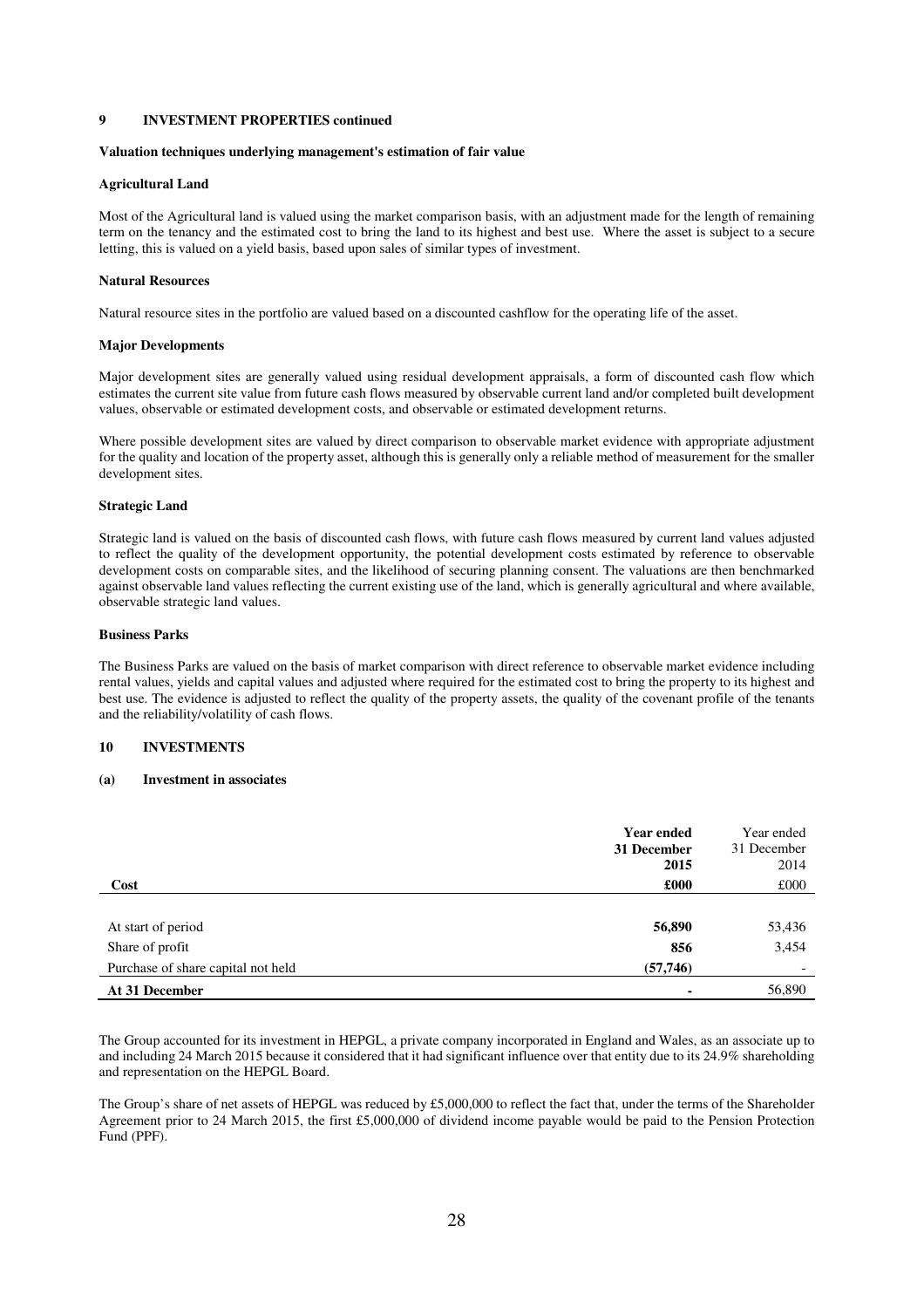## 9 INVESTMENT PROPERTIES continued

**Valuation techniques underlying management's estimation of fair value**

**Agricultural Land**

Most of the Agricultural land is valued using the market comparison basis, with an adjustment made for the length of remaining term on the tenancy and the estimated cost to bring the land to its highest and best use. Where the asset is subject to a secure letting, this is valued on a yield basis, based upon sales of similar types of investment.

**Natural Resources**

Natural resource sites in the portfolio are valued based on a discounted cashflow for the operating life of the asset.

**Major Developments**

Major development sites are generally valued using residual development appraisals, a form of discounted cash flow which estimates the current site value from future cash flows measured by observable current land and/or completed built development values, observable or estimated development costs, and observable or estimated development returns.

Where possible development sites are valued by direct comparison to observable market evidence with appropriate adjustment for the quality and location of the property asset, although this is generally only a reliable method of measurement for the smaller development sites.

**Strategic Land**

Strategic land is valued on the basis of discounted cash flows, with future cash flows measured by current land values adjusted to reflect the quality of the development opportunity, the potential development costs estimated by reference to observable development costs on comparable sites, and the likelihood of securing planning consent. The valuations are then benchmarked against observable land values reflecting the current existing use of the land, which is generally agricultural and where available, observable strategic land values.

**Business Parks**

The Business Parks are valued on the basis of market comparison with direct reference to observable market evidence including rental values, yields and capital values and adjusted where required for the estimated cost to bring the property to its highest and best use. The evidence is adjusted to reflect the quality of the property assets, the quality of the covenant profile of the tenants and the reliability/volatility of cash flows.

## 10 INVESTMENTS

### (a) Investment in associates

| | **Year ended 31 December 2015** | Year ended 31 December 2014 |
|---|---|---|
| **Cost** | **£000** | £000 |
| At start of period | **56,890** | 53,436 |
| Share of profit | **856** | 3,454 |
| Purchase of share capital not held | **(57,746)** | - |
| **At 31 December** | **-** | 56,890 |

The Group accounted for its investment in HEPGL, a private company incorporated in England and Wales, as an associate up to and including 24 March 2015 because it considered that it had significant influence over that entity due to its 24.9% shareholding and representation on the HEPGL Board.

The Group's share of net assets of HEPGL was reduced by £5,000,000 to reflect the fact that, under the terms of the Shareholder Agreement prior to 24 March 2015, the first £5,000,000 of dividend income payable would be paid to the Pension Protection Fund (PPF).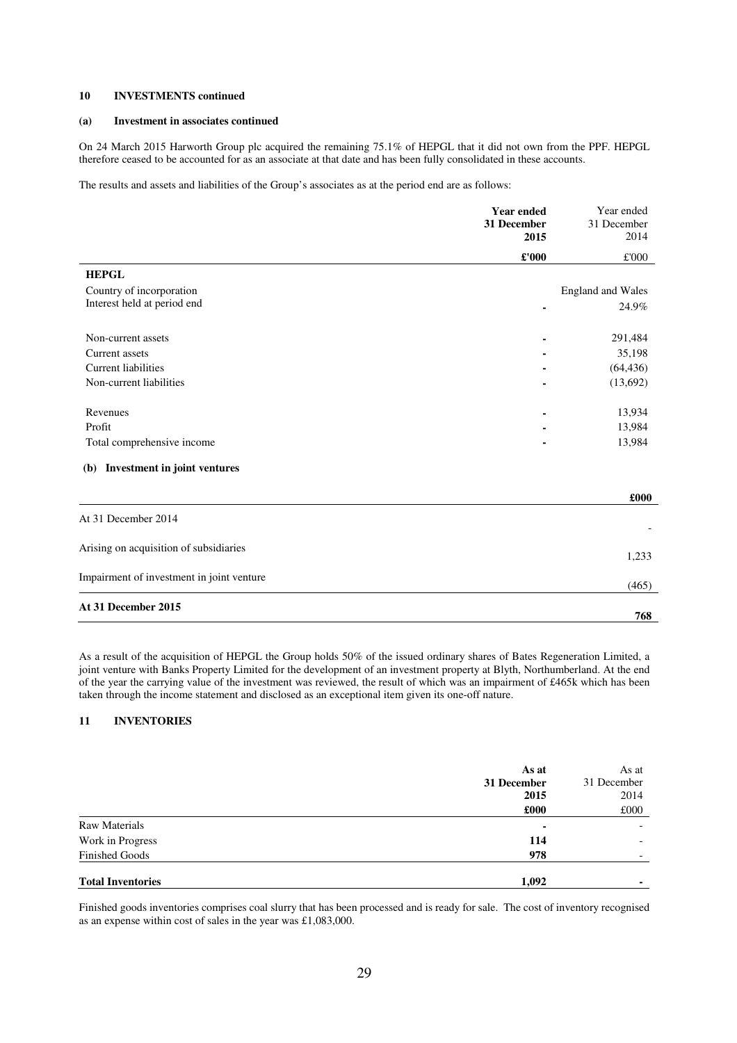## 10 INVESTMENTS continued

### (a) Investment in associates continued

On 24 March 2015 Harworth Group plc acquired the remaining 75.1% of HEPGL that it did not own from the PPF. HEPGL therefore ceased to be accounted for as an associate at that date and has been fully consolidated in these accounts.

The results and assets and liabilities of the Group's associates as at the period end are as follows:

| | **Year ended 31 December 2015** | Year ended 31 December 2014 |
|---|---|---|
| | **£'000** | £'000 |
| **HEPGL** | | |
| Country of incorporation | | England and Wales |
| Interest held at period end | **-** | 24.9% |
| Non-current assets | **-** | 291,484 |
| Current assets | **-** | 35,198 |
| Current liabilities | **-** | (64,436) |
| Non-current liabilities | **-** | (13,692) |
| Revenues | **-** | 13,934 |
| Profit | **-** | 13,984 |
| Total comprehensive income | **-** | 13,984 |

### (b) Investment in joint ventures

| | **£000** |
|---|---|
| At 31 December 2014 | - |
| Arising on acquisition of subsidiaries | 1,233 |
| Impairment of investment in joint venture | (465) |
| **At 31 December 2015** | **768** |

As a result of the acquisition of HEPGL the Group holds 50% of the issued ordinary shares of Bates Regeneration Limited, a joint venture with Banks Property Limited for the development of an investment property at Blyth, Northumberland. At the end of the year the carrying value of the investment was reviewed, the result of which was an impairment of £465k which has been taken through the income statement and disclosed as an exceptional item given its one-off nature.

## 11 INVENTORIES

| | **As at 31 December 2015** | As at 31 December 2014 |
|---|---|---|
| | **£000** | £000 |
| Raw Materials | **-** | - |
| Work in Progress | **114** | - |
| Finished Goods | **978** | - |
| **Total Inventories** | **1,092** | **-** |

Finished goods inventories comprises coal slurry that has been processed and is ready for sale. The cost of inventory recognised as an expense within cost of sales in the year was £1,083,000.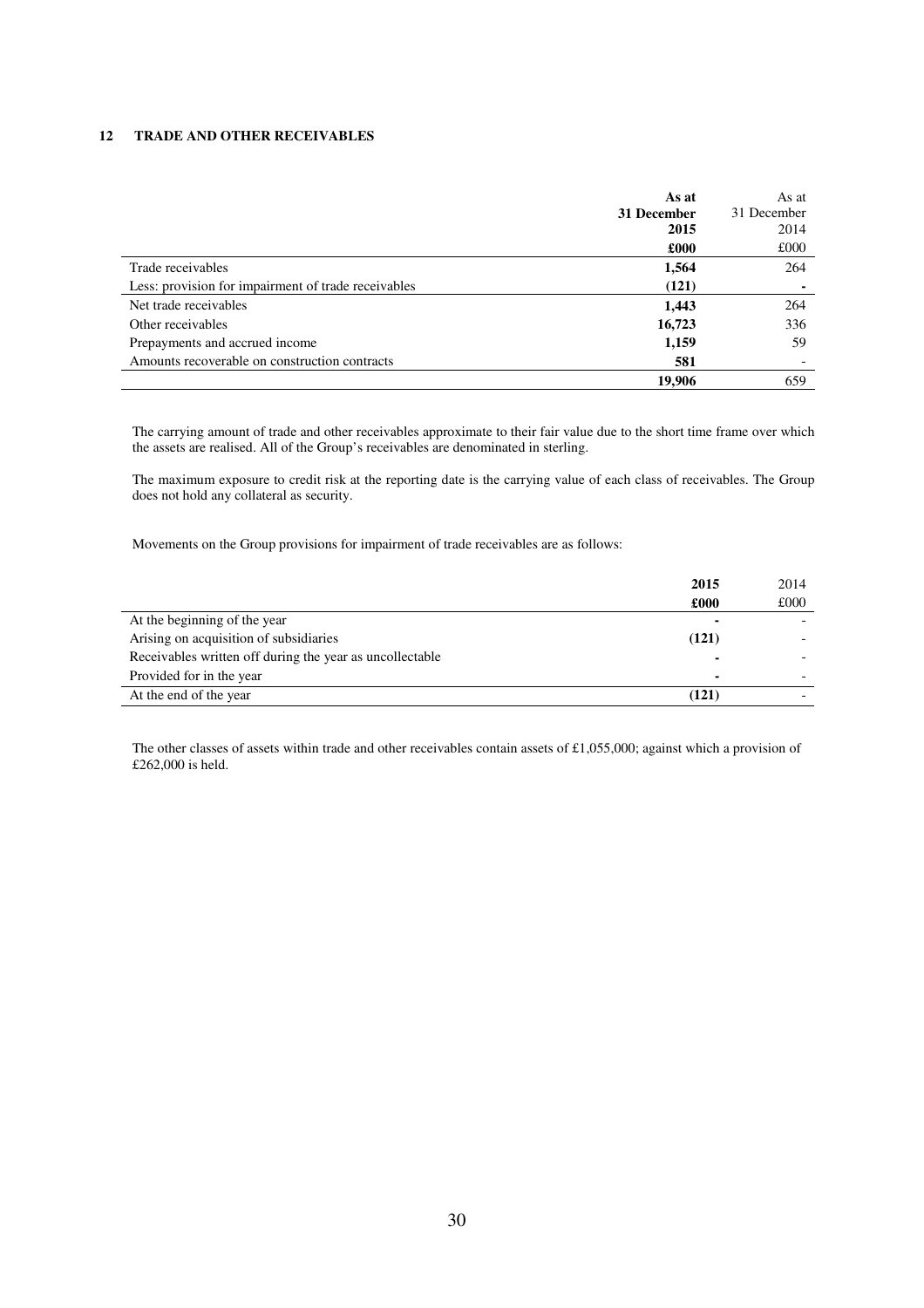## 12 TRADE AND OTHER RECEIVABLES

| | **As at 31 December 2015** | As at 31 December 2014 |
|---|---|---|
| | **£000** | £000 |
| Trade receivables | **1,564** | 264 |
| Less: provision for impairment of trade receivables | **(121)** | - |
| Net trade receivables | **1,443** | 264 |
| Other receivables | **16,723** | 336 |
| Prepayments and accrued income | **1,159** | 59 |
| Amounts recoverable on construction contracts | **581** | - |
| | **19,906** | 659 |

The carrying amount of trade and other receivables approximate to their fair value due to the short time frame over which the assets are realised. All of the Group's receivables are denominated in sterling.

The maximum exposure to credit risk at the reporting date is the carrying value of each class of receivables. The Group does not hold any collateral as security.

Movements on the Group provisions for impairment of trade receivables are as follows:

| | **2015** | 2014 |
|---|---|---|
| | **£000** | £000 |
| At the beginning of the year | **-** | - |
| Arising on acquisition of subsidiaries | **(121)** | - |
| Receivables written off during the year as uncollectable | **-** | - |
| Provided for in the year | **-** | - |
| At the end of the year | **(121)** | - |

The other classes of assets within trade and other receivables contain assets of £1,055,000; against which a provision of £262,000 is held.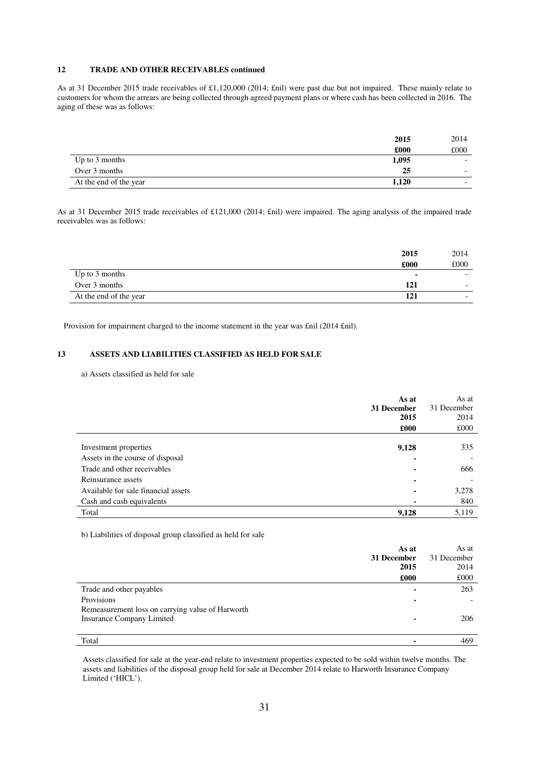## 12 TRADE AND OTHER RECEIVABLES continued

As at 31 December 2015 trade receivables of £1,120,000 (2014; £nil) were past due but not impaired. These mainly relate to customers for whom the arrears are being collected through agreed payment plans or where cash has been collected in 2016. The aging of these was as follows:

| | **2015** | 2014 |
|---|---|---|
| | **£000** | £000 |
| Up to 3 months | **1,095** | - |
| Over 3 months | **25** | - |
| At the end of the year | **1,120** | - |

As at 31 December 2015 trade receivables of £121,000 (2014; £nil) were impaired. The aging analysis of the impaired trade receivables was as follows:

| | **2015** | 2014 |
|---|---|---|
| | **£000** | £000 |
| Up to 3 months | **-** | - |
| Over 3 months | **121** | - |
| At the end of the year | **121** | - |

Provision for impairment charged to the income statement in the year was £nil (2014 £nil).

## 13 ASSETS AND LIABILITIES CLASSIFIED AS HELD FOR SALE

a) Assets classified as held for sale

| | **As at 31 December 2015** | As at 31 December 2014 |
|---|---|---|
| | **£000** | £000 |
| Investment properties | **9,128** | 335 |
| Assets in the course of disposal | **-** | - |
| Trade and other receivables | **-** | 666 |
| Reinsurance assets | **-** | - |
| Available for sale financial assets | **-** | 3,278 |
| Cash and cash equivalents | **-** | 840 |
| Total | **9,128** | 5,119 |

b) Liabilities of disposal group classified as held for sale

| | **As at 31 December 2015** | As at 31 December 2014 |
|---|---|---|
| | **£000** | £000 |
| Trade and other payables | **-** | 263 |
| Provisions | **-** | - |
| Remeasurement loss on carrying value of Harworth Insurance Company Limited | **-** | 206 |
| Total | **-** | 469 |

Assets classified for sale at the year-end relate to investment properties expected to be sold within twelve months. The assets and liabilities of the disposal group held for sale at December 2014 relate to Harworth Insurance Company Limited ('HICL').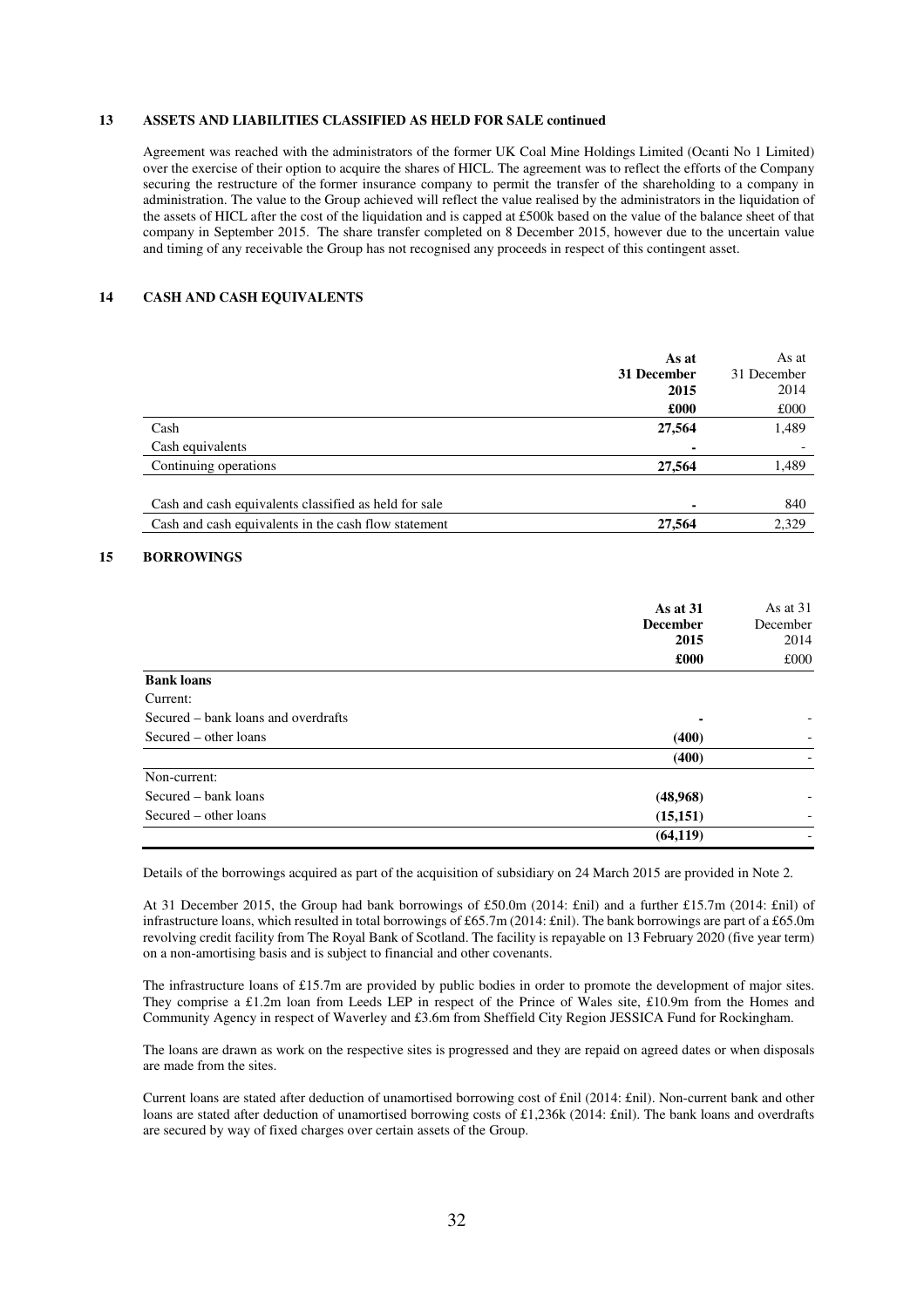## 13 ASSETS AND LIABILITIES CLASSIFIED AS HELD FOR SALE continued

Agreement was reached with the administrators of the former UK Coal Mine Holdings Limited (Ocanti No 1 Limited) over the exercise of their option to acquire the shares of HICL. The agreement was to reflect the efforts of the Company securing the restructure of the former insurance company to permit the transfer of the shareholding to a company in administration. The value to the Group achieved will reflect the value realised by the administrators in the liquidation of the assets of HICL after the cost of the liquidation and is capped at £500k based on the value of the balance sheet of that company in September 2015. The share transfer completed on 8 December 2015, however due to the uncertain value and timing of any receivable the Group has not recognised any proceeds in respect of this contingent asset.

## 14 CASH AND CASH EQUIVALENTS

| | **As at 31 December 2015 £000** | As at 31 December 2014 £000 |
|---|---|---|
| Cash | **27,564** | 1,489 |
| Cash equivalents | **-** | - |
| Continuing operations | **27,564** | 1,489 |
| | | |
| Cash and cash equivalents classified as held for sale | **-** | 840 |
| Cash and cash equivalents in the cash flow statement | **27,564** | 2,329 |

## 15 BORROWINGS

| | **As at 31 December 2015 £000** | As at 31 December 2014 £000 |
|---|---|---|
| **Bank loans** | | |
| Current: | | |
| Secured – bank loans and overdrafts | **-** | - |
| Secured – other loans | **(400)** | - |
| | **(400)** | - |
| Non-current: | | |
| Secured – bank loans | **(48,968)** | - |
| Secured – other loans | **(15,151)** | - |
| | **(64,119)** | - |

Details of the borrowings acquired as part of the acquisition of subsidiary on 24 March 2015 are provided in Note 2.

At 31 December 2015, the Group had bank borrowings of £50.0m (2014: £nil) and a further £15.7m (2014: £nil) of infrastructure loans, which resulted in total borrowings of £65.7m (2014: £nil). The bank borrowings are part of a £65.0m revolving credit facility from The Royal Bank of Scotland. The facility is repayable on 13 February 2020 (five year term) on a non-amortising basis and is subject to financial and other covenants.

The infrastructure loans of £15.7m are provided by public bodies in order to promote the development of major sites. They comprise a £1.2m loan from Leeds LEP in respect of the Prince of Wales site, £10.9m from the Homes and Community Agency in respect of Waverley and £3.6m from Sheffield City Region JESSICA Fund for Rockingham.

The loans are drawn as work on the respective sites is progressed and they are repaid on agreed dates or when disposals are made from the sites.

Current loans are stated after deduction of unamortised borrowing cost of £nil (2014: £nil). Non-current bank and other loans are stated after deduction of unamortised borrowing costs of £1,236k (2014: £nil). The bank loans and overdrafts are secured by way of fixed charges over certain assets of the Group.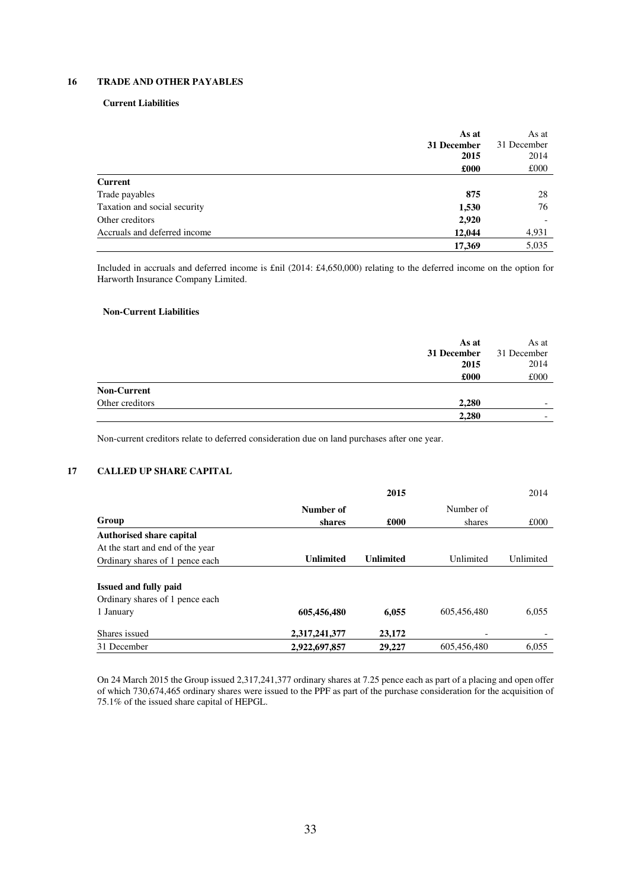## 16 TRADE AND OTHER PAYABLES

### Current Liabilities

| | As at 31 December 2015 £000 | As at 31 December 2014 £000 |
|---|---|---|
| **Current** | | |
| Trade payables | **875** | 28 |
| Taxation and social security | **1,530** | 76 |
| Other creditors | **2,920** | - |
| Accruals and deferred income | **12,044** | 4,931 |
| | **17,369** | 5,035 |

Included in accruals and deferred income is £nil (2014: £4,650,000) relating to the deferred income on the option for Harworth Insurance Company Limited.

### Non-Current Liabilities

| | As at 31 December 2015 £000 | As at 31 December 2014 £000 |
|---|---|---|
| **Non-Current** | | |
| Other creditors | **2,280** | - |
| | **2,280** | - |

Non-current creditors relate to deferred consideration due on land purchases after one year.

## 17 CALLED UP SHARE CAPITAL

| | **2015** | | 2014 | |
|---|---|---|---|---|
| **Group** | **Number of shares** | **£000** | Number of shares | £000 |
| **Authorised share capital** | | | | |
| At the start and end of the year | | | | |
| Ordinary shares of 1 pence each | **Unlimited** | **Unlimited** | Unlimited | Unlimited |
| **Issued and fully paid** | | | | |
| Ordinary shares of 1 pence each | | | | |
| 1 January | **605,456,480** | **6,055** | 605,456,480 | 6,055 |
| Shares issued | **2,317,241,377** | **23,172** | - | - |
| 31 December | **2,922,697,857** | **29,227** | 605,456,480 | 6,055 |

On 24 March 2015 the Group issued 2,317,241,377 ordinary shares at 7.25 pence each as part of a placing and open offer of which 730,674,465 ordinary shares were issued to the PPF as part of the purchase consideration for the acquisition of 75.1% of the issued share capital of HEPGL.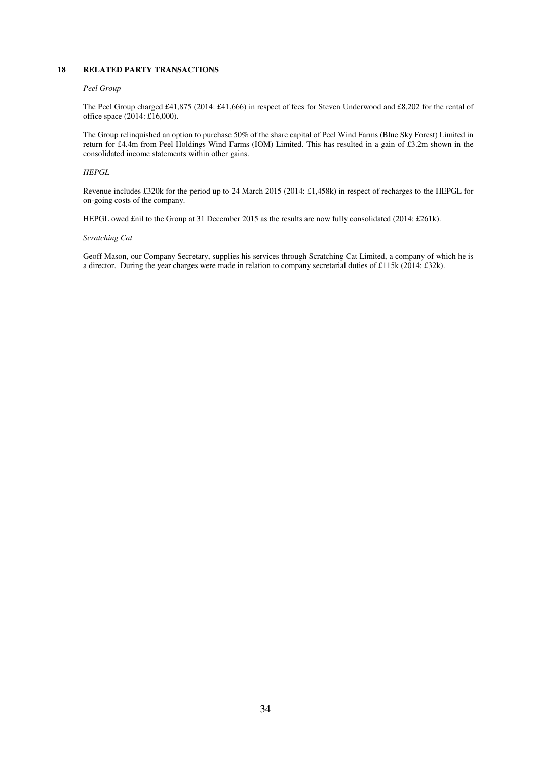## 18 RELATED PARTY TRANSACTIONS

*Peel Group*

The Peel Group charged £41,875 (2014: £41,666) in respect of fees for Steven Underwood and £8,202 for the rental of office space (2014: £16,000).

The Group relinquished an option to purchase 50% of the share capital of Peel Wind Farms (Blue Sky Forest) Limited in return for £4.4m from Peel Holdings Wind Farms (IOM) Limited. This has resulted in a gain of £3.2m shown in the consolidated income statements within other gains.

*HEPGL*

Revenue includes £320k for the period up to 24 March 2015 (2014: £1,458k) in respect of recharges to the HEPGL for on-going costs of the company.

HEPGL owed £nil to the Group at 31 December 2015 as the results are now fully consolidated (2014: £261k).

*Scratching Cat*

Geoff Mason, our Company Secretary, supplies his services through Scratching Cat Limited, a company of which he is a director. During the year charges were made in relation to company secretarial duties of £115k (2014: £32k).